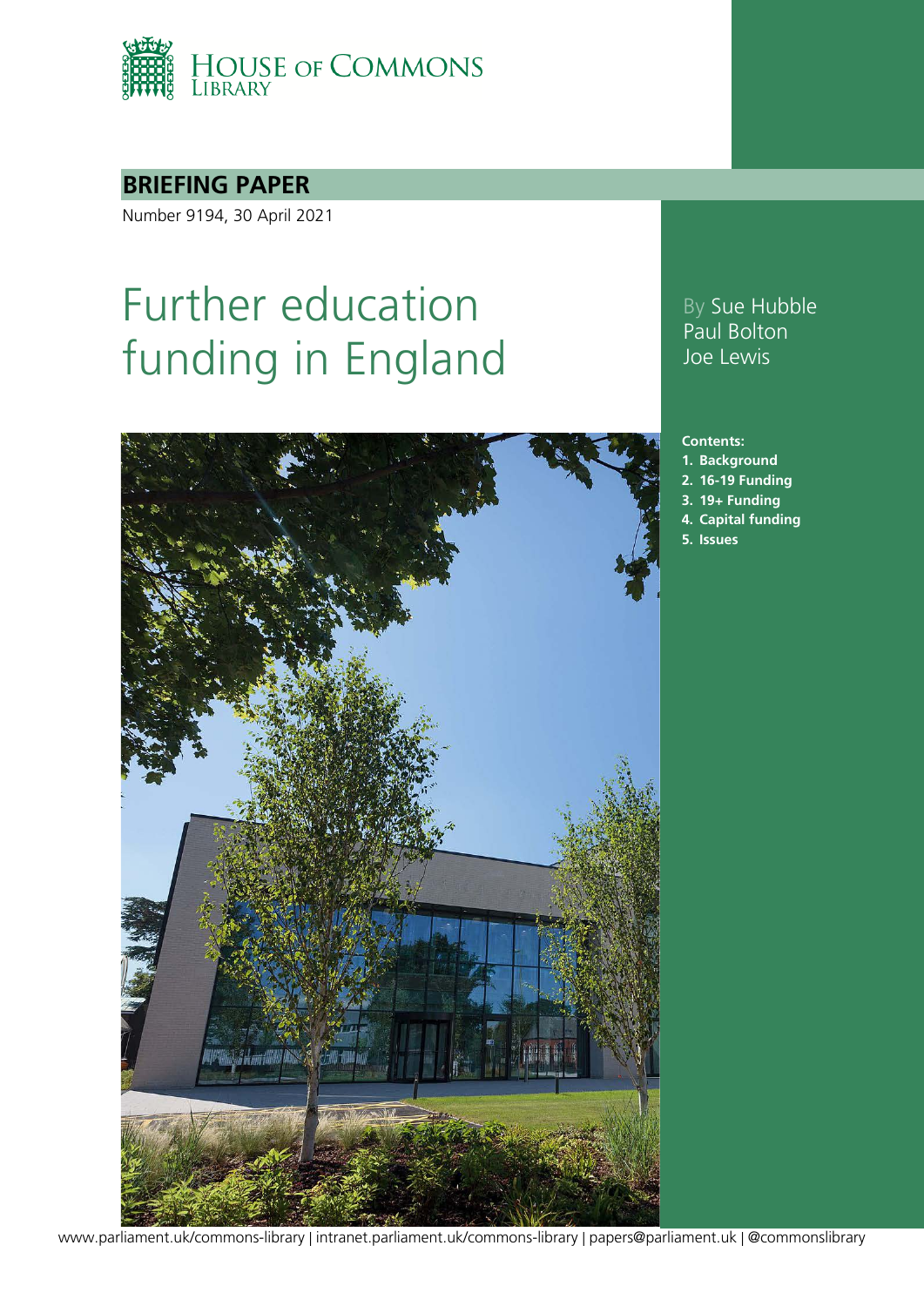HOUSE OF COMMONS LIBRARY

**BRIEFING PAPER**

Number 9194, 30 April 2021

# Further education funding in England

By Sue Hubble
Paul Bolton
Joe Lewis

**Contents:**

1. **Background**
2. **16-19 Funding**
3. **19+ Funding**
4. **Capital funding**
5. **Issues**

www.parliament.uk/commons-library | intranet.parliament.uk/commons-library | papers@parliament.uk | @commonslibrary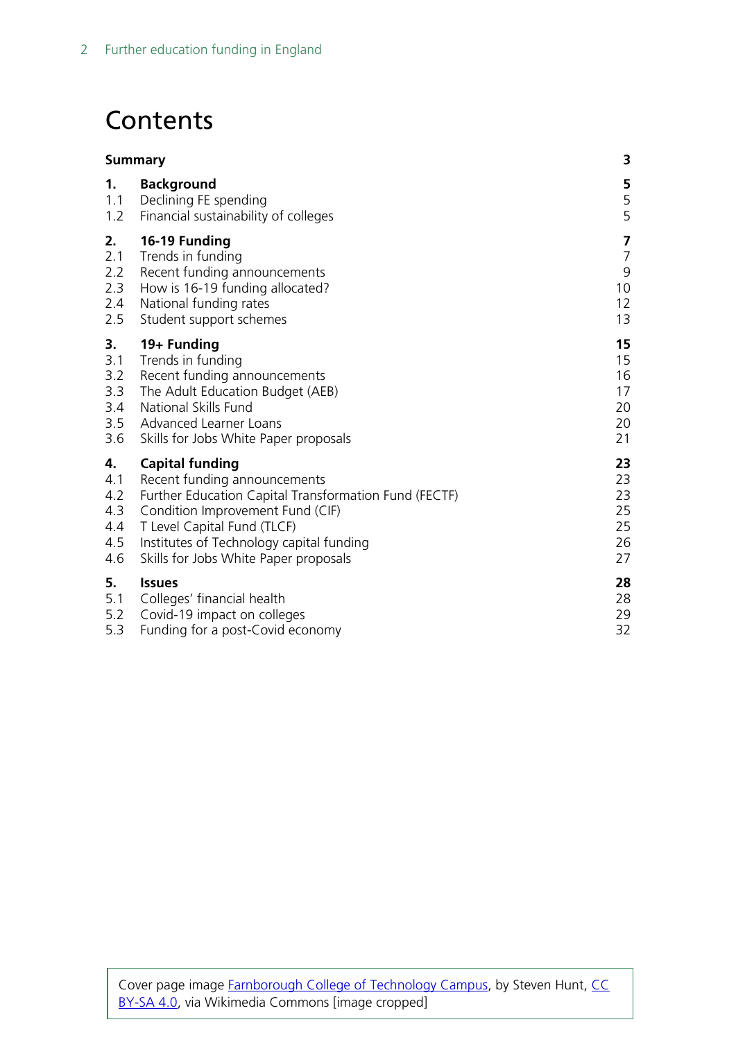# Contents

| | | |
|---|---|---|
| **Summary** | | **3** |
| **1.** | **Background** | **5** |
| 1.1 | Declining FE spending | 5 |
| 1.2 | Financial sustainability of colleges | 5 |
| **2.** | **16-19 Funding** | **7** |
| 2.1 | Trends in funding | 7 |
| 2.2 | Recent funding announcements | 9 |
| 2.3 | How is 16-19 funding allocated? | 10 |
| 2.4 | National funding rates | 12 |
| 2.5 | Student support schemes | 13 |
| **3.** | **19+ Funding** | **15** |
| 3.1 | Trends in funding | 15 |
| 3.2 | Recent funding announcements | 16 |
| 3.3 | The Adult Education Budget (AEB) | 17 |
| 3.4 | National Skills Fund | 20 |
| 3.5 | Advanced Learner Loans | 20 |
| 3.6 | Skills for Jobs White Paper proposals | 21 |
| **4.** | **Capital funding** | **23** |
| 4.1 | Recent funding announcements | 23 |
| 4.2 | Further Education Capital Transformation Fund (FECTF) | 23 |
| 4.3 | Condition Improvement Fund (CIF) | 25 |
| 4.4 | T Level Capital Fund (TLCF) | 25 |
| 4.5 | Institutes of Technology capital funding | 26 |
| 4.6 | Skills for Jobs White Paper proposals | 27 |
| **5.** | **Issues** | **28** |
| 5.1 | Colleges' financial health | 28 |
| 5.2 | Covid-19 impact on colleges | 29 |
| 5.3 | Funding for a post-Covid economy | 32 |

Cover page image Farnborough College of Technology Campus, by Steven Hunt, CC BY-SA 4.0, via Wikimedia Commons [image cropped]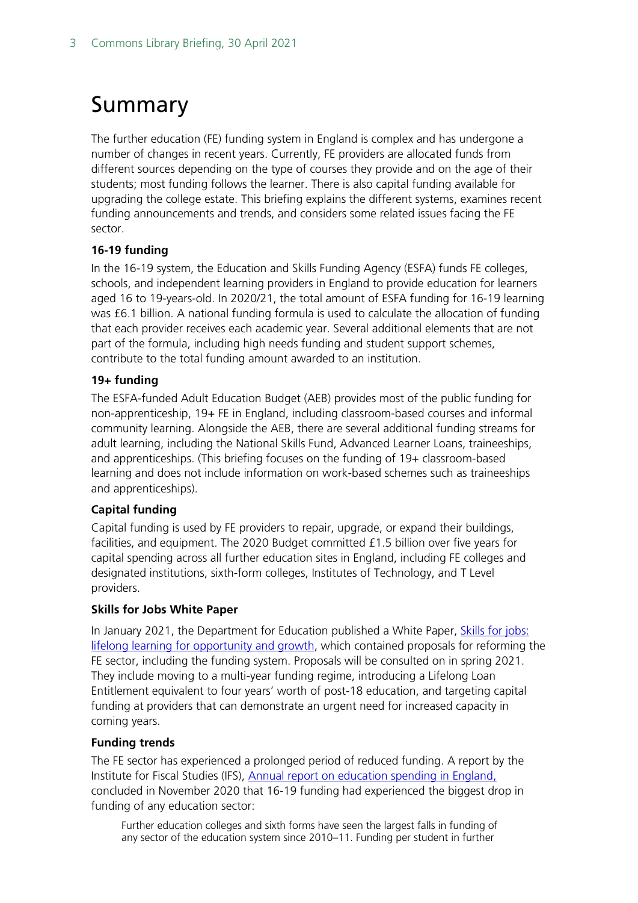# Summary

The further education (FE) funding system in England is complex and has undergone a number of changes in recent years. Currently, FE providers are allocated funds from different sources depending on the type of courses they provide and on the age of their students; most funding follows the learner. There is also capital funding available for upgrading the college estate. This briefing explains the different systems, examines recent funding announcements and trends, and considers some related issues facing the FE sector.

**16-19 funding**

In the 16-19 system, the Education and Skills Funding Agency (ESFA) funds FE colleges, schools, and independent learning providers in England to provide education for learners aged 16 to 19-years-old. In 2020/21, the total amount of ESFA funding for 16-19 learning was £6.1 billion. A national funding formula is used to calculate the allocation of funding that each provider receives each academic year. Several additional elements that are not part of the formula, including high needs funding and student support schemes, contribute to the total funding amount awarded to an institution.

**19+ funding**

The ESFA-funded Adult Education Budget (AEB) provides most of the public funding for non-apprenticeship, 19+ FE in England, including classroom-based courses and informal community learning. Alongside the AEB, there are several additional funding streams for adult learning, including the National Skills Fund, Advanced Learner Loans, traineeships, and apprenticeships. (This briefing focuses on the funding of 19+ classroom-based learning and does not include information on work-based schemes such as traineeships and apprenticeships).

**Capital funding**

Capital funding is used by FE providers to repair, upgrade, or expand their buildings, facilities, and equipment. The 2020 Budget committed £1.5 billion over five years for capital spending across all further education sites in England, including FE colleges and designated institutions, sixth-form colleges, Institutes of Technology, and T Level providers.

**Skills for Jobs White Paper**

In January 2021, the Department for Education published a White Paper, Skills for jobs: lifelong learning for opportunity and growth, which contained proposals for reforming the FE sector, including the funding system. Proposals will be consulted on in spring 2021. They include moving to a multi-year funding regime, introducing a Lifelong Loan Entitlement equivalent to four years' worth of post-18 education, and targeting capital funding at providers that can demonstrate an urgent need for increased capacity in coming years.

**Funding trends**

The FE sector has experienced a prolonged period of reduced funding. A report by the Institute for Fiscal Studies (IFS), Annual report on education spending in England, concluded in November 2020 that 16-19 funding had experienced the biggest drop in funding of any education sector:

> Further education colleges and sixth forms have seen the largest falls in funding of any sector of the education system since 2010–11. Funding per student in further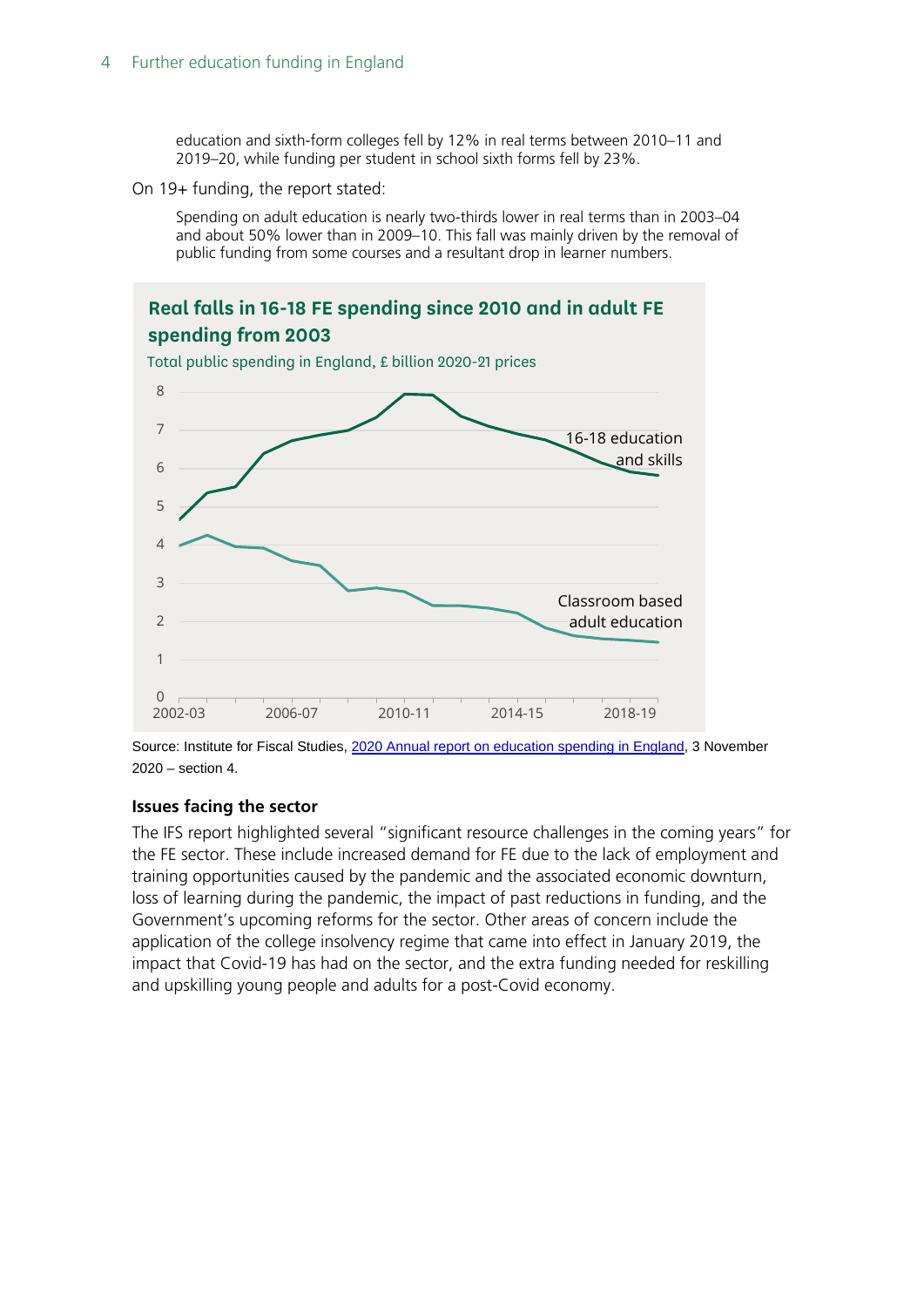> education and sixth-form colleges fell by 12% in real terms between 2010–11 and 2019–20, while funding per student in school sixth forms fell by 23%.

On 19+ funding, the report stated:

> Spending on adult education is nearly two-thirds lower in real terms than in 2003–04 and about 50% lower than in 2009–10. This fall was mainly driven by the removal of public funding from some courses and a resultant drop in learner numbers.

**Real falls in 16-18 FE spending since 2010 and in adult FE spending from 2003**

Total public spending in England, £ billion 2020-21 prices

Source: Institute for Fiscal Studies, 2020 Annual report on education spending in England, 3 November 2020 – section 4.

### Issues facing the sector

The IFS report highlighted several "significant resource challenges in the coming years" for the FE sector. These include increased demand for FE due to the lack of employment and training opportunities caused by the pandemic and the associated economic downturn, loss of learning during the pandemic, the impact of past reductions in funding, and the Government's upcoming reforms for the sector. Other areas of concern include the application of the college insolvency regime that came into effect in January 2019, the impact that Covid-19 has had on the sector, and the extra funding needed for reskilling and upskilling young people and adults for a post-Covid economy.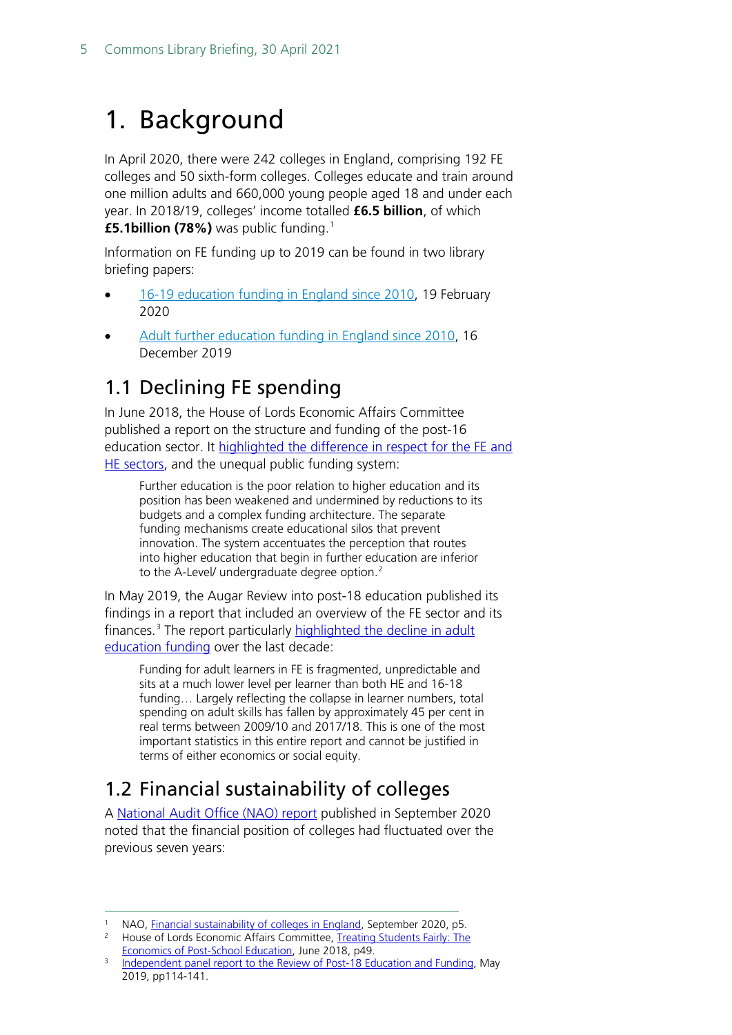# 1. Background

In April 2020, there were 242 colleges in England, comprising 192 FE colleges and 50 sixth-form colleges. Colleges educate and train around one million adults and 660,000 young people aged 18 and under each year. In 2018/19, colleges' income totalled **£6.5 billion**, of which **£5.1billion (78%)** was public funding.[1]

Information on FE funding up to 2019 can be found in two library briefing papers:

- 16-19 education funding in England since 2010, 19 February 2020
- Adult further education funding in England since 2010, 16 December 2019

## 1.1 Declining FE spending

In June 2018, the House of Lords Economic Affairs Committee published a report on the structure and funding of the post-16 education sector. It highlighted the difference in respect for the FE and HE sectors, and the unequal public funding system:

> Further education is the poor relation to higher education and its position has been weakened and undermined by reductions to its budgets and a complex funding architecture. The separate funding mechanisms create educational silos that prevent innovation. The system accentuates the perception that routes into higher education that begin in further education are inferior to the A-Level/ undergraduate degree option.[2]

In May 2019, the Augar Review into post-18 education published its findings in a report that included an overview of the FE sector and its finances.[3] The report particularly highlighted the decline in adult education funding over the last decade:

> Funding for adult learners in FE is fragmented, unpredictable and sits at a much lower level per learner than both HE and 16-18 funding… Largely reflecting the collapse in learner numbers, total spending on adult skills has fallen by approximately 45 per cent in real terms between 2009/10 and 2017/18. This is one of the most important statistics in this entire report and cannot be justified in terms of either economics or social equity.

## 1.2 Financial sustainability of colleges

A National Audit Office (NAO) report published in September 2020 noted that the financial position of colleges had fluctuated over the previous seven years:

---

[1] NAO, Financial sustainability of colleges in England, September 2020, p5.

[2] House of Lords Economic Affairs Committee, Treating Students Fairly: The Economics of Post-School Education, June 2018, p49.

[3] Independent panel report to the Review of Post-18 Education and Funding, May 2019, pp114-141.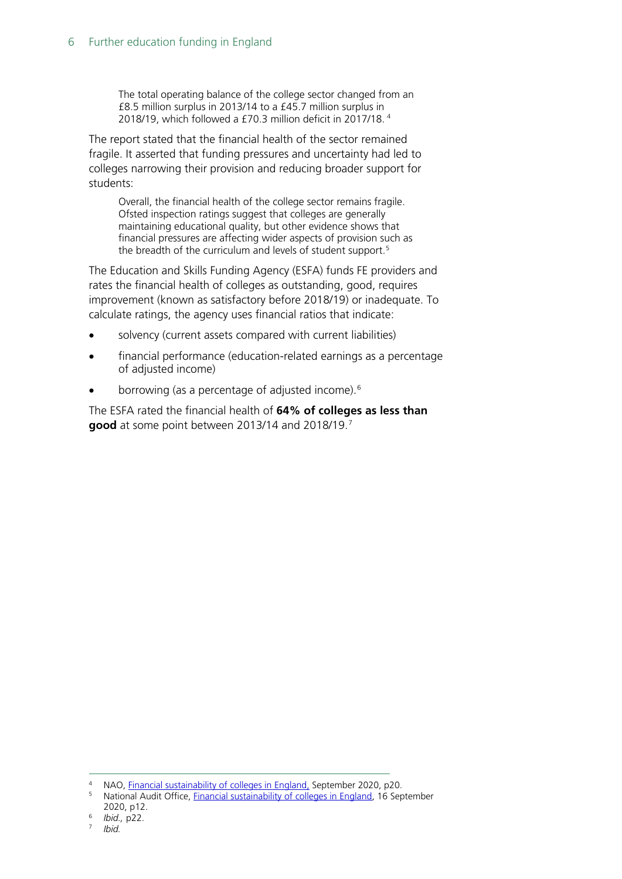> The total operating balance of the college sector changed from an £8.5 million surplus in 2013/14 to a £45.7 million surplus in 2018/19, which followed a £70.3 million deficit in 2017/18. [4]

The report stated that the financial health of the sector remained fragile. It asserted that funding pressures and uncertainty had led to colleges narrowing their provision and reducing broader support for students:

> Overall, the financial health of the college sector remains fragile. Ofsted inspection ratings suggest that colleges are generally maintaining educational quality, but other evidence shows that financial pressures are affecting wider aspects of provision such as the breadth of the curriculum and levels of student support. [5]

The Education and Skills Funding Agency (ESFA) funds FE providers and rates the financial health of colleges as outstanding, good, requires improvement (known as satisfactory before 2018/19) or inadequate. To calculate ratings, the agency uses financial ratios that indicate:

- solvency (current assets compared with current liabilities)
- financial performance (education-related earnings as a percentage of adjusted income)
- borrowing (as a percentage of adjusted income). [6]

The ESFA rated the financial health of **64% of colleges as less than good** at some point between 2013/14 and 2018/19. [7]

---

[4] NAO, [Financial sustainability of colleges in England](), September 2020, p20.

[5] National Audit Office, [Financial sustainability of colleges in England](), 16 September 2020, p12.

[6] *Ibid.,* p22.

[7] *Ibid.*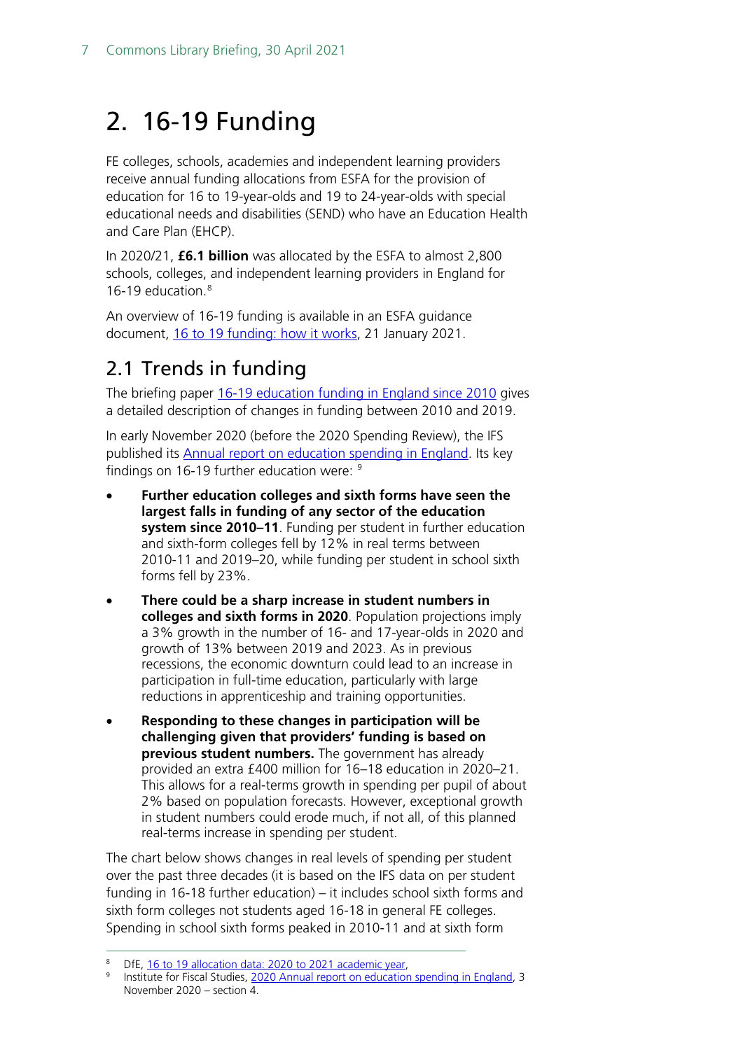# 2. 16-19 Funding

FE colleges, schools, academies and independent learning providers receive annual funding allocations from ESFA for the provision of education for 16 to 19-year-olds and 19 to 24-year-olds with special educational needs and disabilities (SEND) who have an Education Health and Care Plan (EHCP).

In 2020/21, **£6.1 billion** was allocated by the ESFA to almost 2,800 schools, colleges, and independent learning providers in England for 16-19 education.[8]

An overview of 16-19 funding is available in an ESFA guidance document, 16 to 19 funding: how it works, 21 January 2021.

## 2.1 Trends in funding

The briefing paper 16-19 education funding in England since 2010 gives a detailed description of changes in funding between 2010 and 2019.

In early November 2020 (before the 2020 Spending Review), the IFS published its Annual report on education spending in England. Its key findings on 16-19 further education were: [9]

- **Further education colleges and sixth forms have seen the largest falls in funding of any sector of the education system since 2010–11**. Funding per student in further education and sixth-form colleges fell by 12% in real terms between 2010-11 and 2019–20, while funding per student in school sixth forms fell by 23%.
- **There could be a sharp increase in student numbers in colleges and sixth forms in 2020**. Population projections imply a 3% growth in the number of 16- and 17-year-olds in 2020 and growth of 13% between 2019 and 2023. As in previous recessions, the economic downturn could lead to an increase in participation in full-time education, particularly with large reductions in apprenticeship and training opportunities.
- **Responding to these changes in participation will be challenging given that providers' funding is based on previous student numbers.** The government has already provided an extra £400 million for 16–18 education in 2020–21. This allows for a real-terms growth in spending per pupil of about 2% based on population forecasts. However, exceptional growth in student numbers could erode much, if not all, of this planned real-terms increase in spending per student.

The chart below shows changes in real levels of spending per student over the past three decades (it is based on the IFS data on per student funding in 16-18 further education) – it includes school sixth forms and sixth form colleges not students aged 16-18 in general FE colleges. Spending in school sixth forms peaked in 2010-11 and at sixth form

[8] DfE, 16 to 19 allocation data: 2020 to 2021 academic year,

[9] Institute for Fiscal Studies, 2020 Annual report on education spending in England, 3 November 2020 – section 4.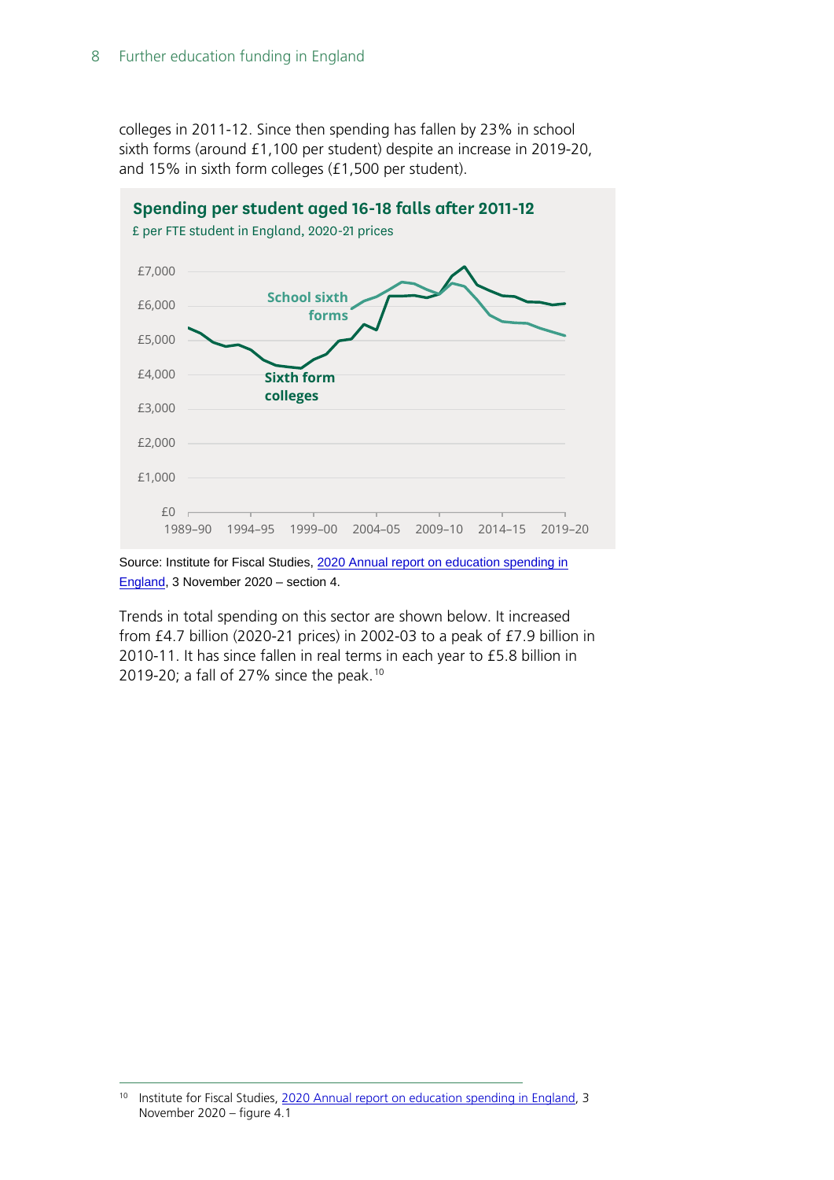colleges in 2011-12. Since then spending has fallen by 23% in school sixth forms (around £1,100 per student) despite an increase in 2019-20, and 15% in sixth form colleges (£1,500 per student).

**Spending per student aged 16-18 falls after 2011-12**

£ per FTE student in England, 2020-21 prices

Source: Institute for Fiscal Studies, [2020 Annual report on education spending in England](), 3 November 2020 – section 4.

Trends in total spending on this sector are shown below. It increased from £4.7 billion (2020-21 prices) in 2002-03 to a peak of £7.9 billion in 2010-11. It has since fallen in real terms in each year to £5.8 billion in 2019-20; a fall of 27% since the peak.[10]

[10] Institute for Fiscal Studies, [2020 Annual report on education spending in England](), 3 November 2020 – figure 4.1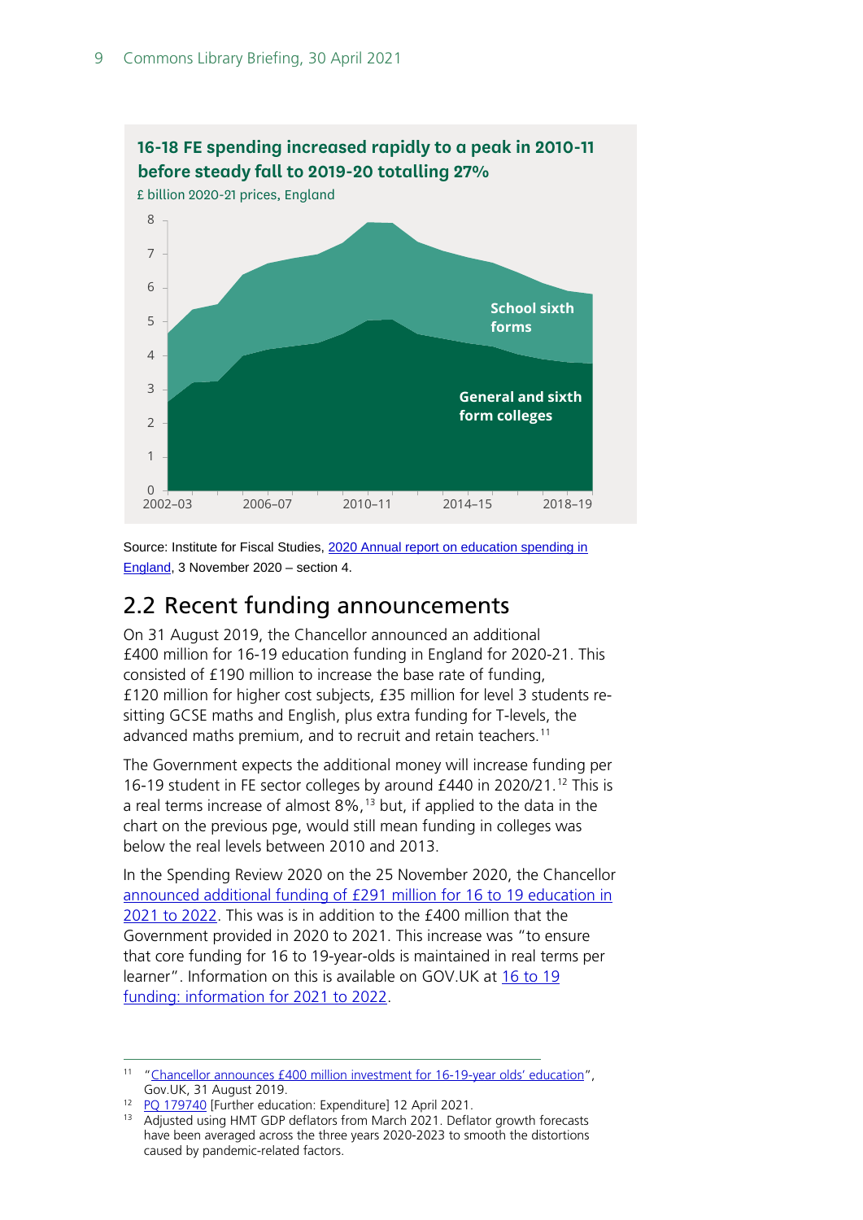**16-18 FE spending increased rapidly to a peak in 2010-11 before steady fall to 2019-20 totalling 27%**

£ billion 2020-21 prices, England

Source: Institute for Fiscal Studies, 2020 Annual report on education spending in England, 3 November 2020 – section 4.

## 2.2 Recent funding announcements

On 31 August 2019, the Chancellor announced an additional £400 million for 16-19 education funding in England for 2020-21. This consisted of £190 million to increase the base rate of funding, £120 million for higher cost subjects, £35 million for level 3 students re-sitting GCSE maths and English, plus extra funding for T-levels, the advanced maths premium, and to recruit and retain teachers.[11]

The Government expects the additional money will increase funding per 16-19 student in FE sector colleges by around £440 in 2020/21.[12] This is a real terms increase of almost 8%,[13] but, if applied to the data in the chart on the previous pge, would still mean funding in colleges was below the real levels between 2010 and 2013.

In the Spending Review 2020 on the 25 November 2020, the Chancellor announced additional funding of £291 million for 16 to 19 education in 2021 to 2022. This was is in addition to the £400 million that the Government provided in 2020 to 2021. This increase was "to ensure that core funding for 16 to 19-year-olds is maintained in real terms per learner". Information on this is available on GOV.UK at 16 to 19 funding: information for 2021 to 2022.

---

[11] "Chancellor announces £400 million investment for 16-19-year olds' education", Gov.UK, 31 August 2019.

[12] PQ 179740 [Further education: Expenditure] 12 April 2021.

[13] Adjusted using HMT GDP deflators from March 2021. Deflator growth forecasts have been averaged across the three years 2020-2023 to smooth the distortions caused by pandemic-related factors.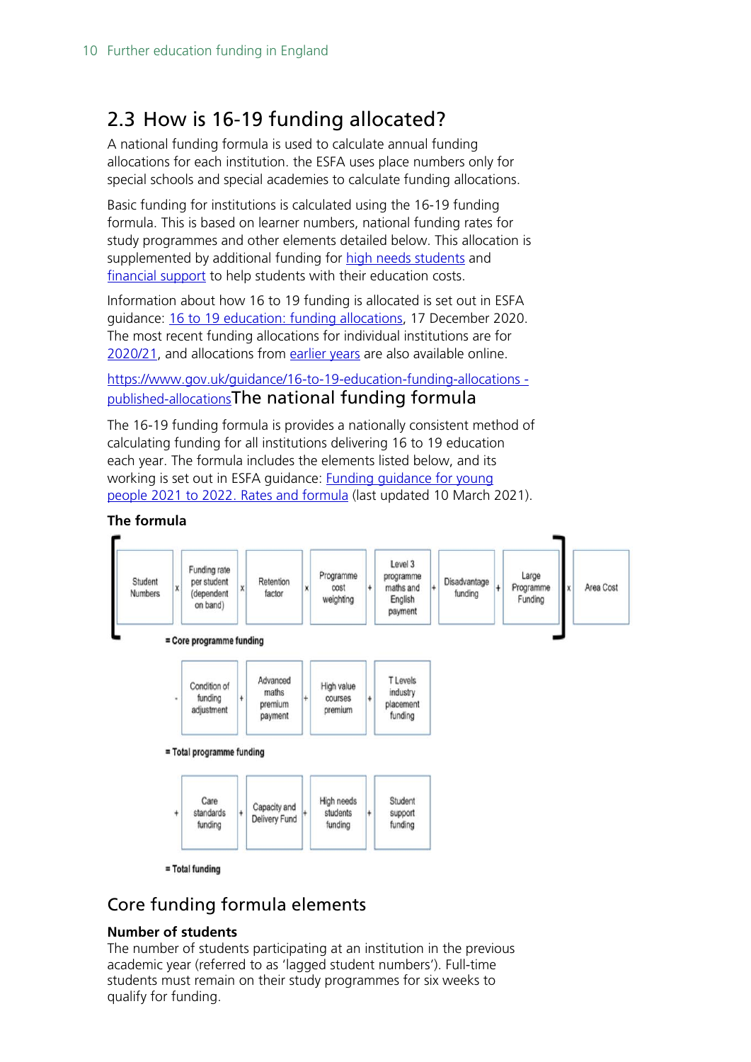## 2.3 How is 16-19 funding allocated?

A national funding formula is used to calculate annual funding allocations for each institution. the ESFA uses place numbers only for special schools and special academies to calculate funding allocations.

Basic funding for institutions is calculated using the 16-19 funding formula. This is based on learner numbers, national funding rates for study programmes and other elements detailed below. This allocation is supplemented by additional funding for high needs students and financial support to help students with their education costs.

Information about how 16 to 19 funding is allocated is set out in ESFA guidance: 16 to 19 education: funding allocations, 17 December 2020. The most recent funding allocations for individual institutions are for 2020/21, and allocations from earlier years are also available online.

https://www.gov.uk/guidance/16-to-19-education-funding-allocations - published-allocations

### The national funding formula

The 16-19 funding formula is provides a nationally consistent method of calculating funding for all institutions delivering 16 to 19 education each year. The formula includes the elements listed below, and its working is set out in ESFA guidance: Funding guidance for young people 2021 to 2022. Rates and formula (last updated 10 March 2021).

**The formula**

[ Student Numbers x Funding rate per student (dependent on band) x Retention factor x Programme cost weighting + Level 3 programme maths and English payment + Disadvantage funding + Large Programme Funding ] x Area Cost

= Core programme funding

+ Condition of funding adjustment + Advanced maths premium payment + High value courses premium + T Levels industry placement funding

= Total programme funding

+ Care standards funding + Capacity and Delivery Fund + High needs students funding + Student support funding

= Total funding

## Core funding formula elements

**Number of students**

The number of students participating at an institution in the previous academic year (referred to as 'lagged student numbers'). Full-time students must remain on their study programmes for six weeks to qualify for funding.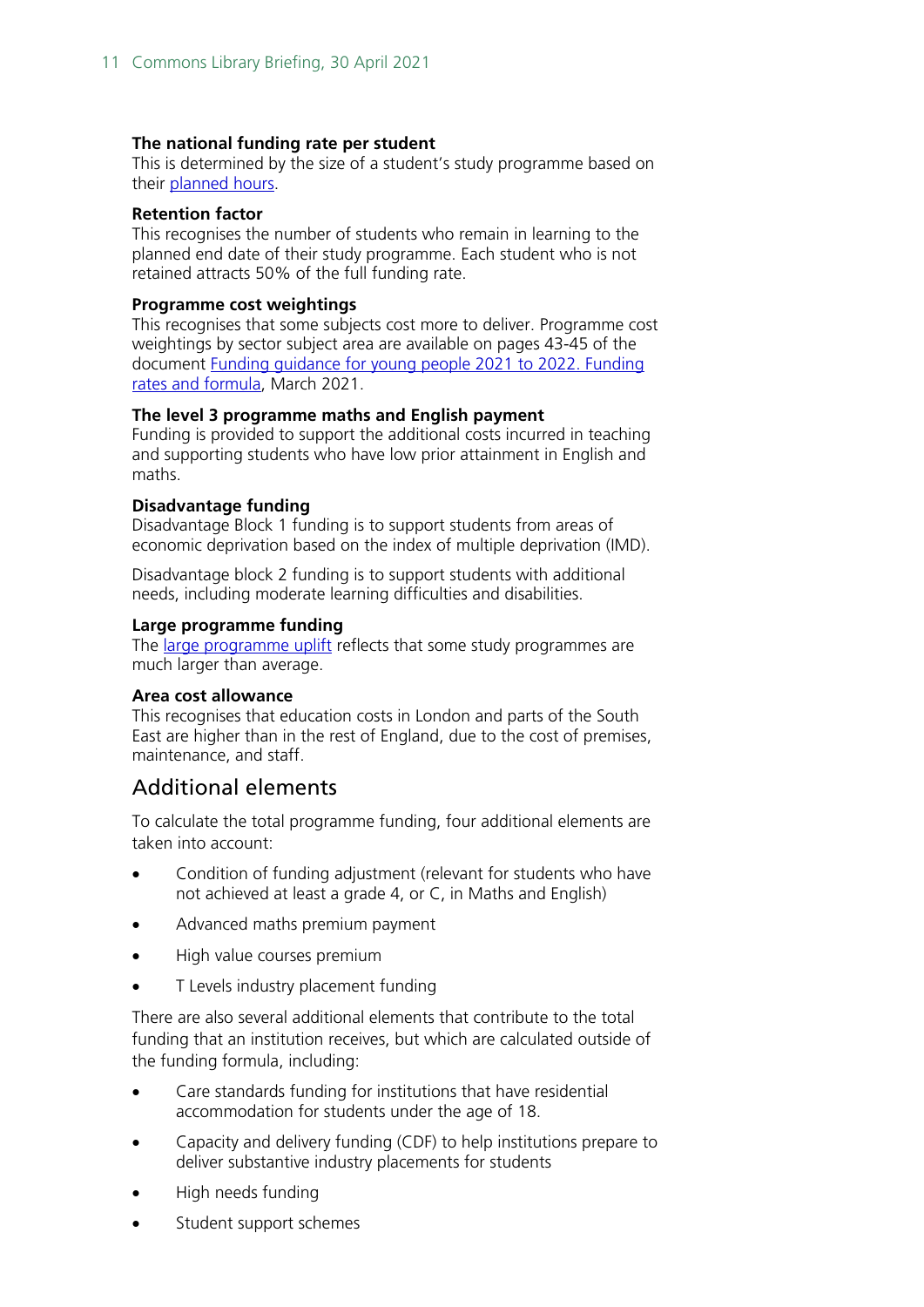**The national funding rate per student**
This is determined by the size of a student's study programme based on their planned hours.

**Retention factor**
This recognises the number of students who remain in learning to the planned end date of their study programme. Each student who is not retained attracts 50% of the full funding rate.

**Programme cost weightings**
This recognises that some subjects cost more to deliver. Programme cost weightings by sector subject area are available on pages 43-45 of the document Funding guidance for young people 2021 to 2022. Funding rates and formula, March 2021.

**The level 3 programme maths and English payment**
Funding is provided to support the additional costs incurred in teaching and supporting students who have low prior attainment in English and maths.

**Disadvantage funding**
Disadvantage Block 1 funding is to support students from areas of economic deprivation based on the index of multiple deprivation (IMD).

Disadvantage block 2 funding is to support students with additional needs, including moderate learning difficulties and disabilities.

**Large programme funding**
The large programme uplift reflects that some study programmes are much larger than average.

**Area cost allowance**
This recognises that education costs in London and parts of the South East are higher than in the rest of England, due to the cost of premises, maintenance, and staff.

## Additional elements

To calculate the total programme funding, four additional elements are taken into account:

- Condition of funding adjustment (relevant for students who have not achieved at least a grade 4, or C, in Maths and English)
- Advanced maths premium payment
- High value courses premium
- T Levels industry placement funding

There are also several additional elements that contribute to the total funding that an institution receives, but which are calculated outside of the funding formula, including:

- Care standards funding for institutions that have residential accommodation for students under the age of 18.
- Capacity and delivery funding (CDF) to help institutions prepare to deliver substantive industry placements for students
- High needs funding
- Student support schemes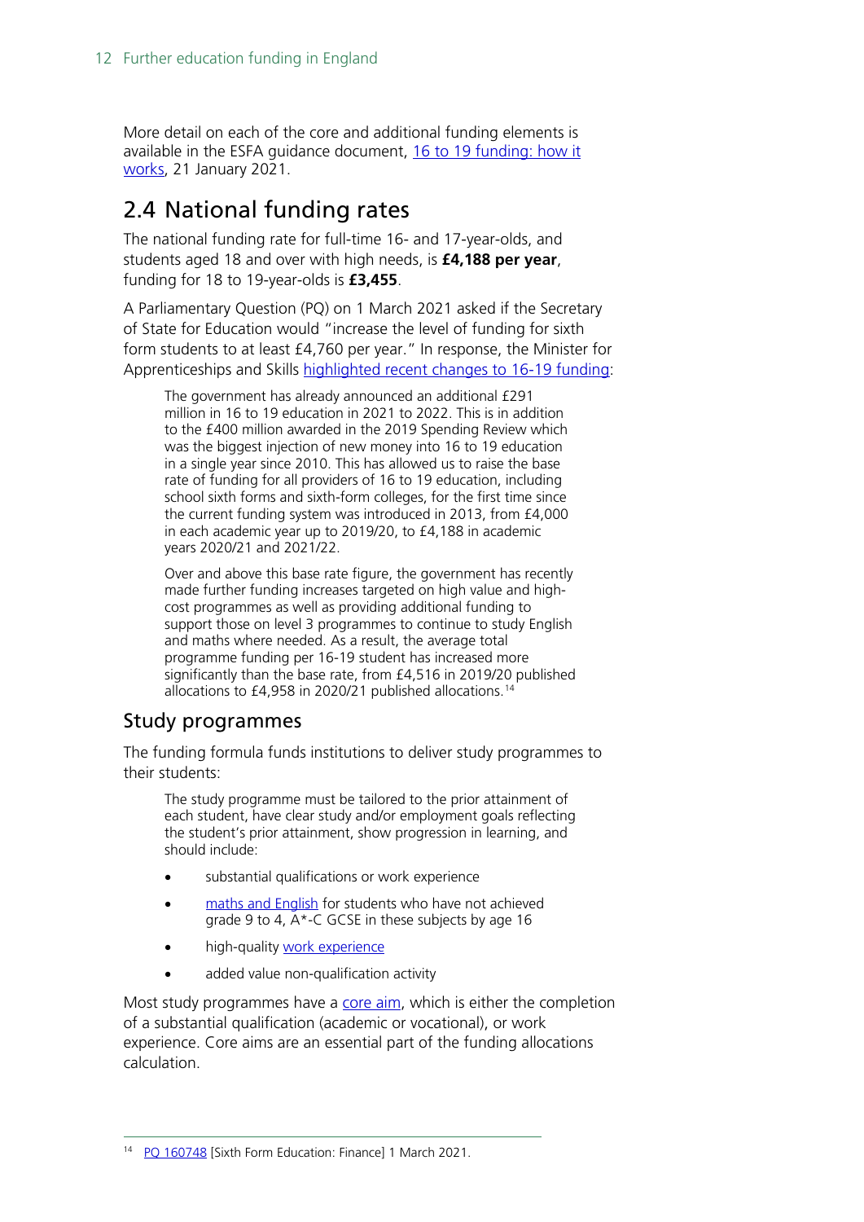More detail on each of the core and additional funding elements is available in the ESFA guidance document, 16 to 19 funding: how it works, 21 January 2021.

## 2.4 National funding rates

The national funding rate for full-time 16- and 17-year-olds, and students aged 18 and over with high needs, is **£4,188 per year**, funding for 18 to 19-year-olds is **£3,455**.

A Parliamentary Question (PQ) on 1 March 2021 asked if the Secretary of State for Education would "increase the level of funding for sixth form students to at least £4,760 per year." In response, the Minister for Apprenticeships and Skills highlighted recent changes to 16-19 funding:

> The government has already announced an additional £291 million in 16 to 19 education in 2021 to 2022. This is in addition to the £400 million awarded in the 2019 Spending Review which was the biggest injection of new money into 16 to 19 education in a single year since 2010. This has allowed us to raise the base rate of funding for all providers of 16 to 19 education, including school sixth forms and sixth-form colleges, for the first time since the current funding system was introduced in 2013, from £4,000 in each academic year up to 2019/20, to £4,188 in academic years 2020/21 and 2021/22.
>
> Over and above this base rate figure, the government has recently made further funding increases targeted on high value and high-cost programmes as well as providing additional funding to support those on level 3 programmes to continue to study English and maths where needed. As a result, the average total programme funding per 16-19 student has increased more significantly than the base rate, from £4,516 in 2019/20 published allocations to £4,958 in 2020/21 published allocations.[14]

### Study programmes

The funding formula funds institutions to deliver study programmes to their students:

> The study programme must be tailored to the prior attainment of each student, have clear study and/or employment goals reflecting the student's prior attainment, show progression in learning, and should include:
>
> - substantial qualifications or work experience
> - maths and English for students who have not achieved grade 9 to 4, A*-C GCSE in these subjects by age 16
> - high-quality work experience
> - added value non-qualification activity

Most study programmes have a core aim, which is either the completion of a substantial qualification (academic or vocational), or work experience. Core aims are an essential part of the funding allocations calculation.

[14] PQ 160748 [Sixth Form Education: Finance] 1 March 2021.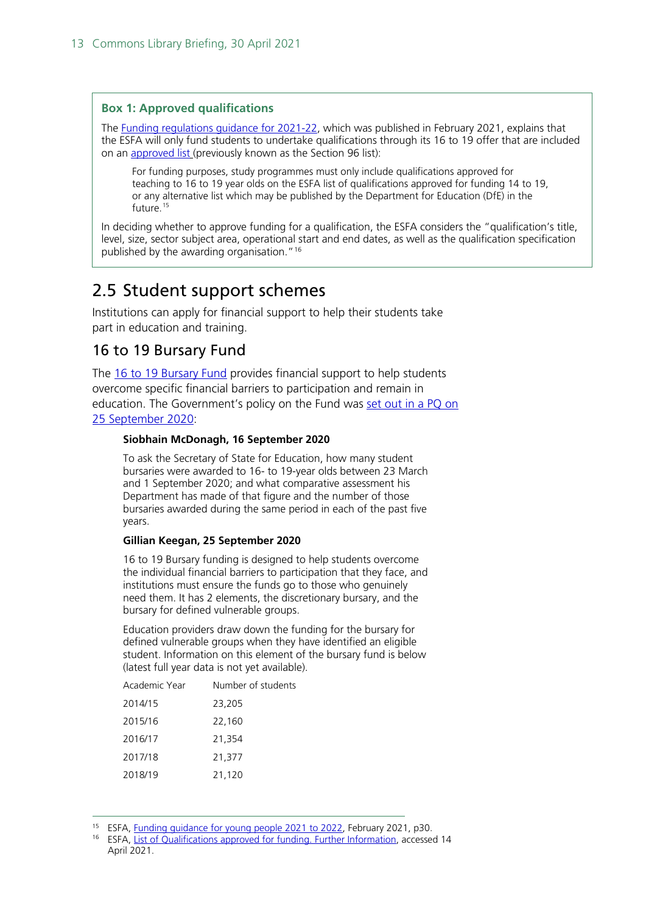**Box 1: Approved qualifications**

The Funding regulations guidance for 2021-22, which was published in February 2021, explains that the ESFA will only fund students to undertake qualifications through its 16 to 19 offer that are included on an approved list (previously known as the Section 96 list):

> For funding purposes, study programmes must only include qualifications approved for teaching to 16 to 19 year olds on the ESFA list of qualifications approved for funding 14 to 19, or any alternative list which may be published by the Department for Education (DfE) in the future.[15]

In deciding whether to approve funding for a qualification, the ESFA considers the "qualification's title, level, size, sector subject area, operational start and end dates, as well as the qualification specification published by the awarding organisation."[16]

## 2.5 Student support schemes

Institutions can apply for financial support to help their students take part in education and training.

### 16 to 19 Bursary Fund

The 16 to 19 Bursary Fund provides financial support to help students overcome specific financial barriers to participation and remain in education. The Government's policy on the Fund was set out in a PQ on 25 September 2020:

> **Siobhain McDonagh, 16 September 2020**
>
> To ask the Secretary of State for Education, how many student bursaries were awarded to 16- to 19-year olds between 23 March and 1 September 2020; and what comparative assessment his Department has made of that figure and the number of those bursaries awarded during the same period in each of the past five years.
>
> **Gillian Keegan, 25 September 2020**
>
> 16 to 19 Bursary funding is designed to help students overcome the individual financial barriers to participation that they face, and institutions must ensure the funds go to those who genuinely need them. It has 2 elements, the discretionary bursary, and the bursary for defined vulnerable groups.
>
> Education providers draw down the funding for the bursary for defined vulnerable groups when they have identified an eligible student. Information on this element of the bursary fund is below (latest full year data is not yet available).

| Academic Year | Number of students |
|---|---|
| 2014/15 | 23,205 |
| 2015/16 | 22,160 |
| 2016/17 | 21,354 |
| 2017/18 | 21,377 |
| 2018/19 | 21,120 |

---

15 ESFA, Funding guidance for young people 2021 to 2022, February 2021, p30.

16 ESFA, List of Qualifications approved for funding. Further Information, accessed 14 April 2021.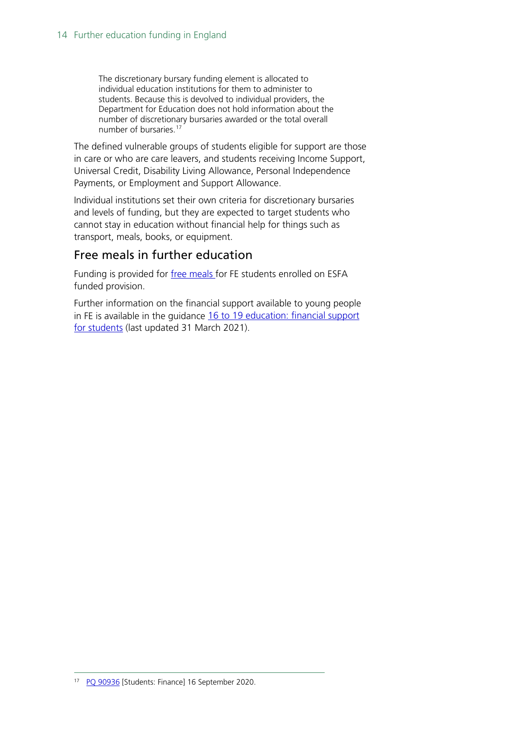> The discretionary bursary funding element is allocated to individual education institutions for them to administer to students. Because this is devolved to individual providers, the Department for Education does not hold information about the number of discretionary bursaries awarded or the total overall number of bursaries.[17]

The defined vulnerable groups of students eligible for support are those in care or who are care leavers, and students receiving Income Support, Universal Credit, Disability Living Allowance, Personal Independence Payments, or Employment and Support Allowance.

Individual institutions set their own criteria for discretionary bursaries and levels of funding, but they are expected to target students who cannot stay in education without financial help for things such as transport, meals, books, or equipment.

## Free meals in further education

Funding is provided for free meals for FE students enrolled on ESFA funded provision.

Further information on the financial support available to young people in FE is available in the guidance 16 to 19 education: financial support for students (last updated 31 March 2021).

---

[17] PQ 90936 [Students: Finance] 16 September 2020.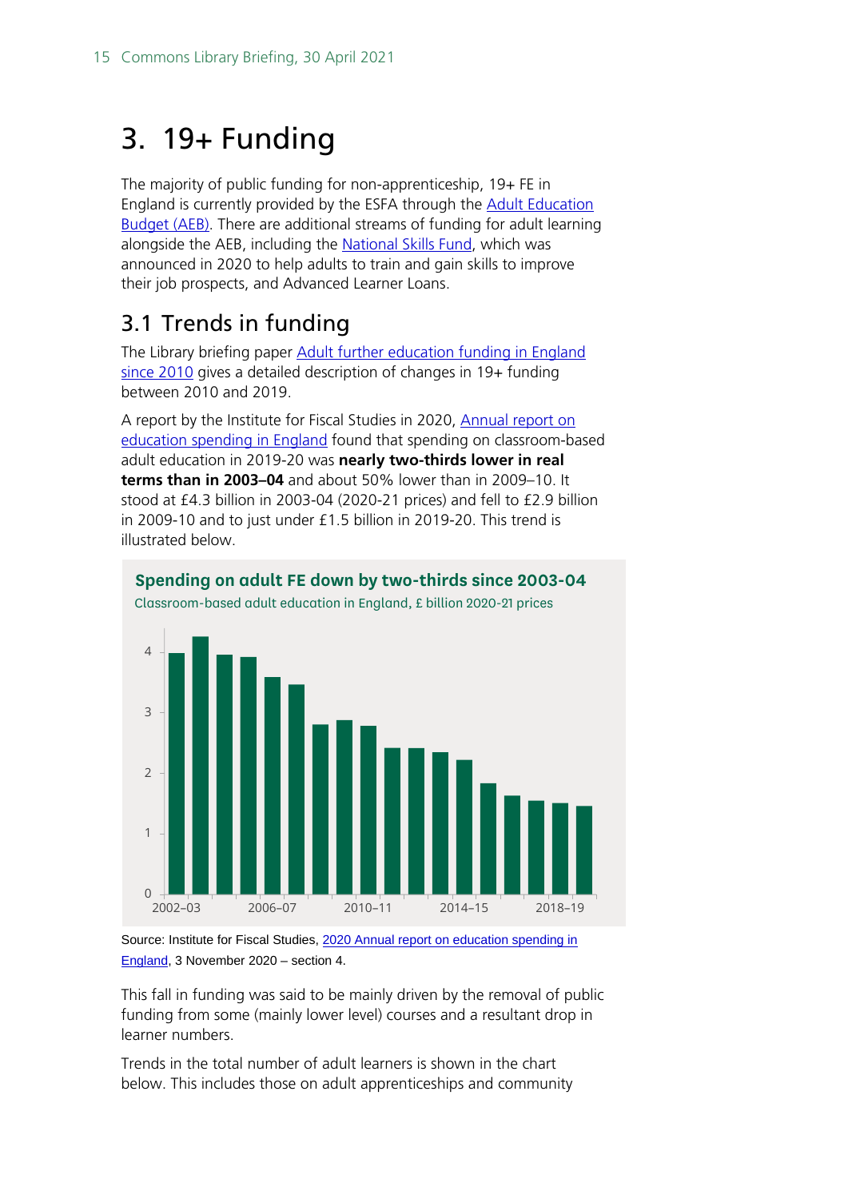# 3. 19+ Funding

The majority of public funding for non-apprenticeship, 19+ FE in England is currently provided by the ESFA through the Adult Education Budget (AEB). There are additional streams of funding for adult learning alongside the AEB, including the National Skills Fund, which was announced in 2020 to help adults to train and gain skills to improve their job prospects, and Advanced Learner Loans.

## 3.1 Trends in funding

The Library briefing paper Adult further education funding in England since 2010 gives a detailed description of changes in 19+ funding between 2010 and 2019.

A report by the Institute for Fiscal Studies in 2020, Annual report on education spending in England found that spending on classroom-based adult education in 2019-20 was **nearly two-thirds lower in real terms than in 2003–04** and about 50% lower than in 2009–10. It stood at £4.3 billion in 2003-04 (2020-21 prices) and fell to £2.9 billion in 2009-10 and to just under £1.5 billion in 2019-20. This trend is illustrated below.

**Spending on adult FE down by two-thirds since 2003-04**

Classroom-based adult education in England, £ billion 2020-21 prices

Source: Institute for Fiscal Studies, 2020 Annual report on education spending in England, 3 November 2020 – section 4.

This fall in funding was said to be mainly driven by the removal of public funding from some (mainly lower level) courses and a resultant drop in learner numbers.

Trends in the total number of adult learners is shown in the chart below. This includes those on adult apprenticeships and community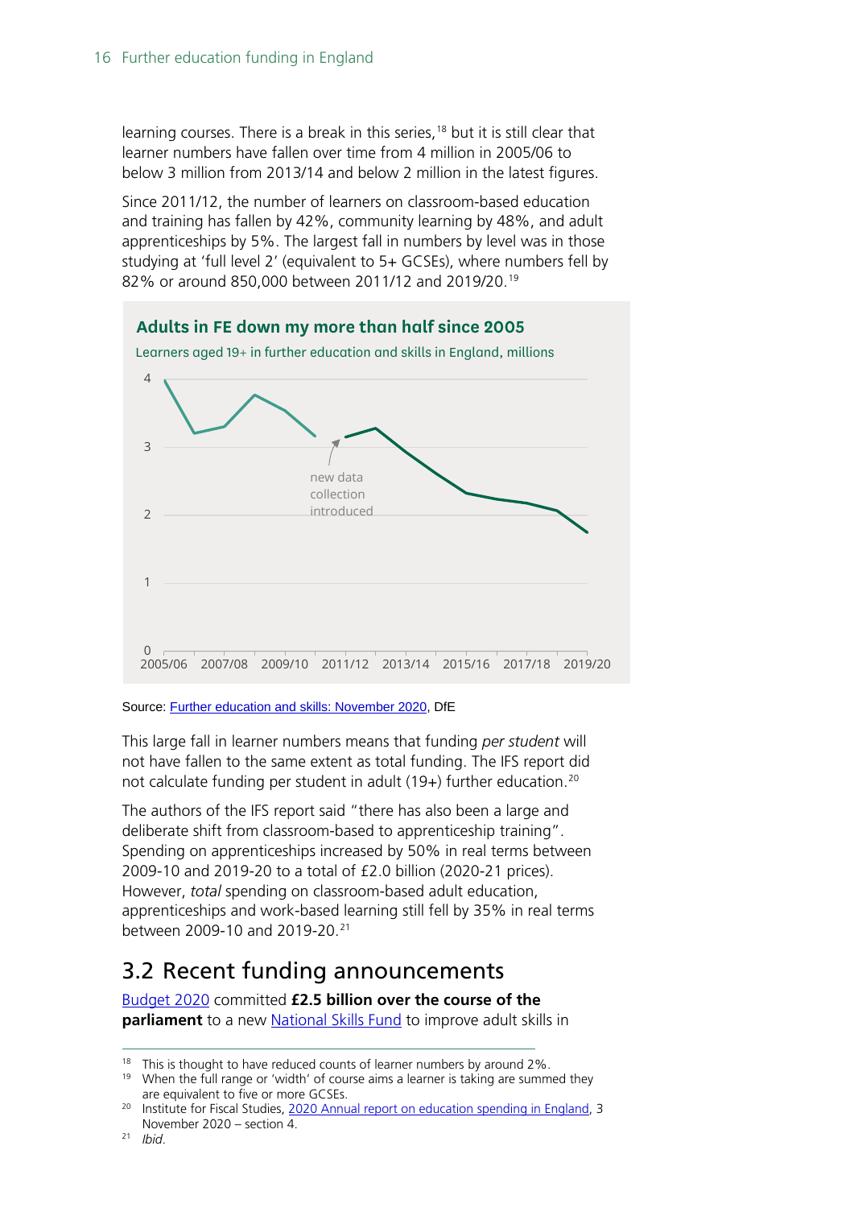learning courses. There is a break in this series,[18] but it is still clear that learner numbers have fallen over time from 4 million in 2005/06 to below 3 million from 2013/14 and below 2 million in the latest figures.

Since 2011/12, the number of learners on classroom-based education and training has fallen by 42%, community learning by 48%, and adult apprenticeships by 5%. The largest fall in numbers by level was in those studying at 'full level 2' (equivalent to 5+ GCSEs), where numbers fell by 82% or around 850,000 between 2011/12 and 2019/20.[19]

**Adults in FE down my more than half since 2005**

Learners aged 19+ in further education and skills in England, millions

Source: Further education and skills: November 2020, DfE

This large fall in learner numbers means that funding *per student* will not have fallen to the same extent as total funding. The IFS report did not calculate funding per student in adult (19+) further education.[20]

The authors of the IFS report said "there has also been a large and deliberate shift from classroom-based to apprenticeship training". Spending on apprenticeships increased by 50% in real terms between 2009-10 and 2019-20 to a total of £2.0 billion (2020-21 prices). However, *total* spending on classroom-based adult education, apprenticeships and work-based learning still fell by 35% in real terms between 2009-10 and 2019-20.[21]

## 3.2 Recent funding announcements

Budget 2020 committed **£2.5 billion over the course of the parliament** to a new National Skills Fund to improve adult skills in

---

[18] This is thought to have reduced counts of learner numbers by around 2%.

[19] When the full range or 'width' of course aims a learner is taking are summed they are equivalent to five or more GCSEs.

[20] Institute for Fiscal Studies, 2020 Annual report on education spending in England, 3 November 2020 – section 4.

[21] *Ibid.*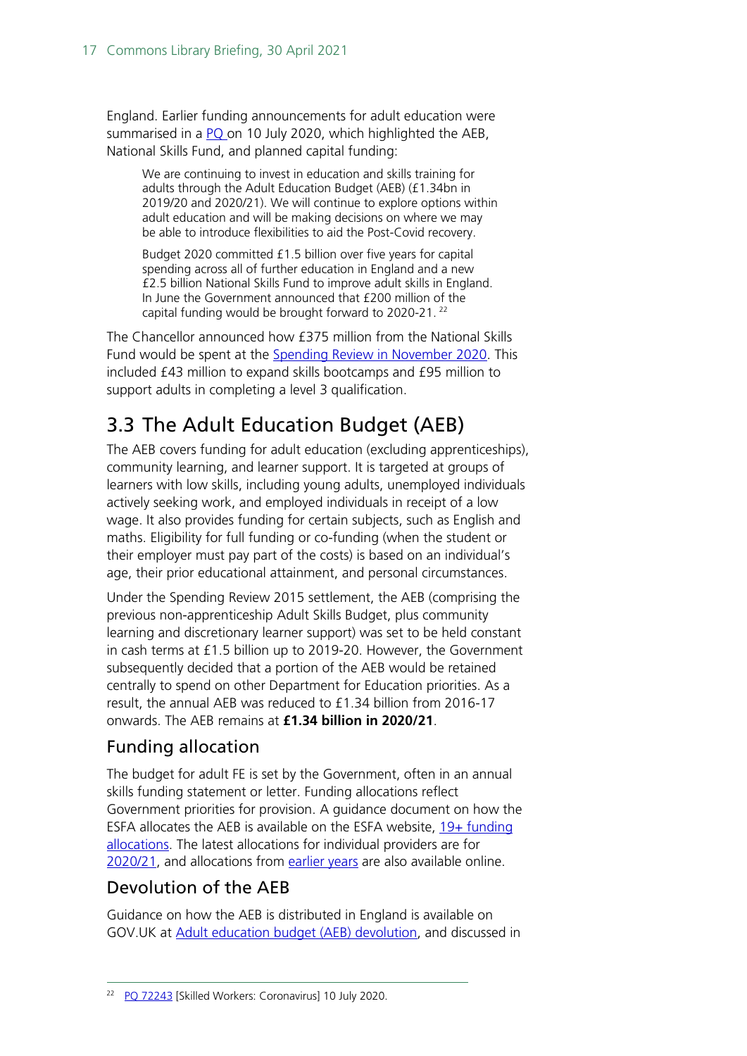England. Earlier funding announcements for adult education were summarised in a PQ on 10 July 2020, which highlighted the AEB, National Skills Fund, and planned capital funding:

> We are continuing to invest in education and skills training for adults through the Adult Education Budget (AEB) (£1.34bn in 2019/20 and 2020/21). We will continue to explore options within adult education and will be making decisions on where we may be able to introduce flexibilities to aid the Post-Covid recovery.
>
> Budget 2020 committed £1.5 billion over five years for capital spending across all of further education in England and a new £2.5 billion National Skills Fund to improve adult skills in England. In June the Government announced that £200 million of the capital funding would be brought forward to 2020-21. [22]

The Chancellor announced how £375 million from the National Skills Fund would be spent at the Spending Review in November 2020. This included £43 million to expand skills bootcamps and £95 million to support adults in completing a level 3 qualification.

## 3.3 The Adult Education Budget (AEB)

The AEB covers funding for adult education (excluding apprenticeships), community learning, and learner support. It is targeted at groups of learners with low skills, including young adults, unemployed individuals actively seeking work, and employed individuals in receipt of a low wage. It also provides funding for certain subjects, such as English and maths. Eligibility for full funding or co-funding (when the student or their employer must pay part of the costs) is based on an individual's age, their prior educational attainment, and personal circumstances.

Under the Spending Review 2015 settlement, the AEB (comprising the previous non-apprenticeship Adult Skills Budget, plus community learning and discretionary learner support) was set to be held constant in cash terms at £1.5 billion up to 2019-20. However, the Government subsequently decided that a portion of the AEB would be retained centrally to spend on other Department for Education priorities. As a result, the annual AEB was reduced to £1.34 billion from 2016-17 onwards. The AEB remains at **£1.34 billion in 2020/21**.

### Funding allocation

The budget for adult FE is set by the Government, often in an annual skills funding statement or letter. Funding allocations reflect Government priorities for provision. A guidance document on how the ESFA allocates the AEB is available on the ESFA website, 19+ funding allocations. The latest allocations for individual providers are for 2020/21, and allocations from earlier years are also available online.

### Devolution of the AEB

Guidance on how the AEB is distributed in England is available on GOV.UK at Adult education budget (AEB) devolution, and discussed in

---

[22] PQ 72243 [Skilled Workers: Coronavirus] 10 July 2020.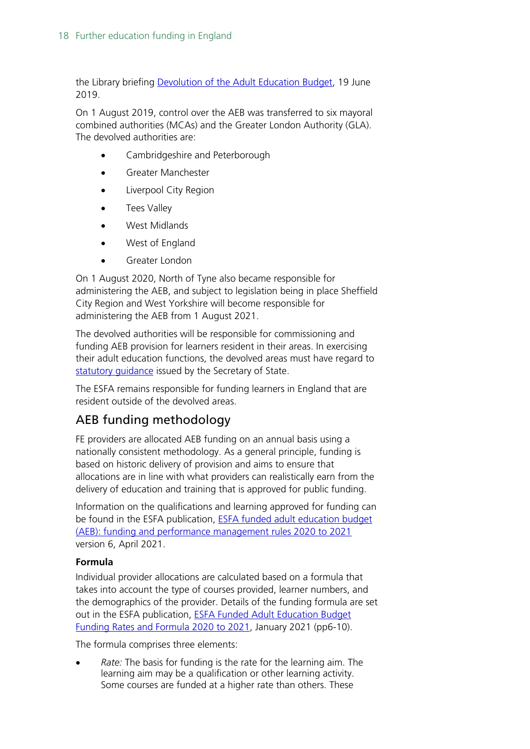the Library briefing [Devolution of the Adult Education Budget](), 19 June 2019.

On 1 August 2019, control over the AEB was transferred to six mayoral combined authorities (MCAs) and the Greater London Authority (GLA). The devolved authorities are:

- Cambridgeshire and Peterborough
- Greater Manchester
- Liverpool City Region
- Tees Valley
- West Midlands
- West of England
- Greater London

On 1 August 2020, North of Tyne also became responsible for administering the AEB, and subject to legislation being in place Sheffield City Region and West Yorkshire will become responsible for administering the AEB from 1 August 2021.

The devolved authorities will be responsible for commissioning and funding AEB provision for learners resident in their areas. In exercising their adult education functions, the devolved areas must have regard to statutory guidance issued by the Secretary of State.

The ESFA remains responsible for funding learners in England that are resident outside of the devolved areas.

## AEB funding methodology

FE providers are allocated AEB funding on an annual basis using a nationally consistent methodology. As a general principle, funding is based on historic delivery of provision and aims to ensure that allocations are in line with what providers can realistically earn from the delivery of education and training that is approved for public funding.

Information on the qualifications and learning approved for funding can be found in the ESFA publication, ESFA funded adult education budget (AEB): funding and performance management rules 2020 to 2021 version 6, April 2021.

**Formula**

Individual provider allocations are calculated based on a formula that takes into account the type of courses provided, learner numbers, and the demographics of the provider. Details of the funding formula are set out in the ESFA publication, ESFA Funded Adult Education Budget Funding Rates and Formula 2020 to 2021, January 2021 (pp6-10).

The formula comprises three elements:

- *Rate:* The basis for funding is the rate for the learning aim. The learning aim may be a qualification or other learning activity. Some courses are funded at a higher rate than others. These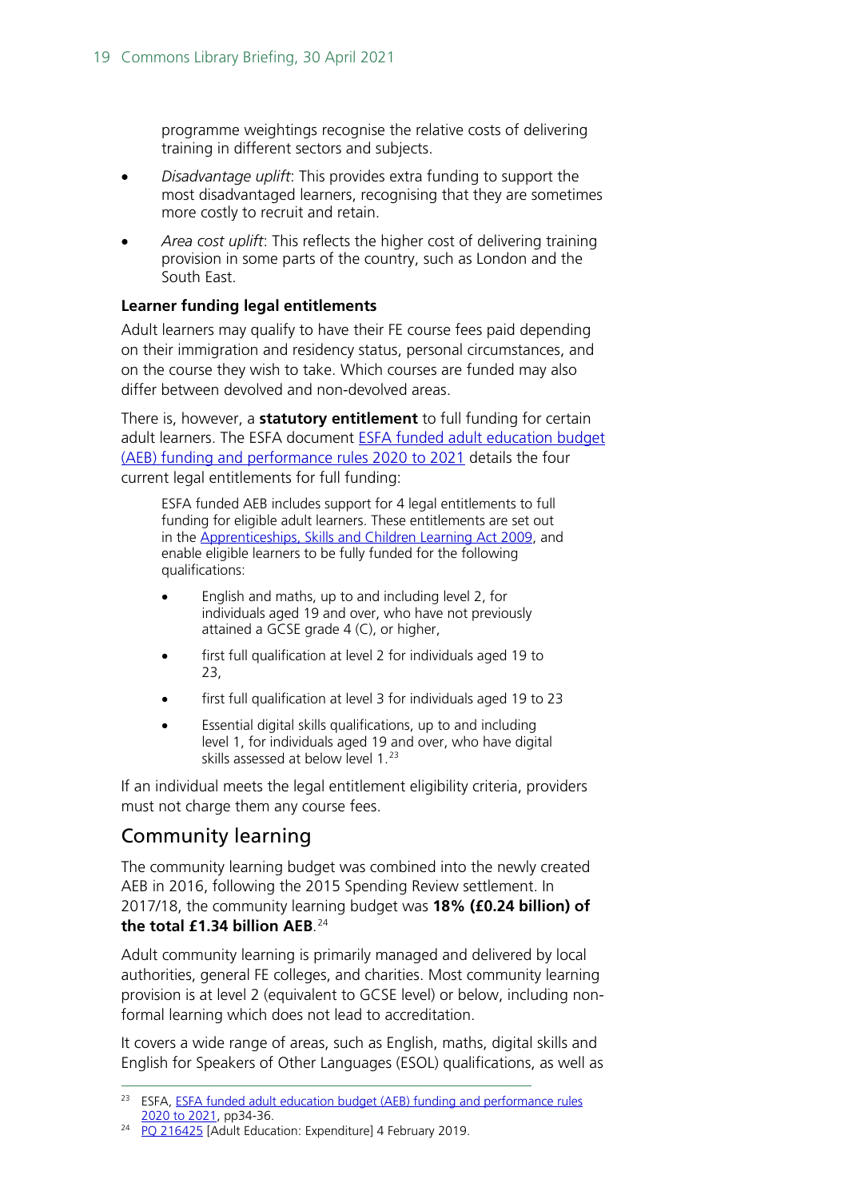programme weightings recognise the relative costs of delivering training in different sectors and subjects.

- *Disadvantage uplift*: This provides extra funding to support the most disadvantaged learners, recognising that they are sometimes more costly to recruit and retain.
- *Area cost uplift*: This reflects the higher cost of delivering training provision in some parts of the country, such as London and the South East.

**Learner funding legal entitlements**

Adult learners may qualify to have their FE course fees paid depending on their immigration and residency status, personal circumstances, and on the course they wish to take. Which courses are funded may also differ between devolved and non-devolved areas.

There is, however, a **statutory entitlement** to full funding for certain adult learners. The ESFA document ESFA funded adult education budget (AEB) funding and performance rules 2020 to 2021 details the four current legal entitlements for full funding:

> ESFA funded AEB includes support for 4 legal entitlements to full funding for eligible adult learners. These entitlements are set out in the Apprenticeships, Skills and Children Learning Act 2009, and enable eligible learners to be fully funded for the following qualifications:
>
> - English and maths, up to and including level 2, for individuals aged 19 and over, who have not previously attained a GCSE grade 4 (C), or higher,
> - first full qualification at level 2 for individuals aged 19 to 23,
> - first full qualification at level 3 for individuals aged 19 to 23
> - Essential digital skills qualifications, up to and including level 1, for individuals aged 19 and over, who have digital skills assessed at below level 1.[23]

If an individual meets the legal entitlement eligibility criteria, providers must not charge them any course fees.

## Community learning

The community learning budget was combined into the newly created AEB in 2016, following the 2015 Spending Review settlement. In 2017/18, the community learning budget was **18% (£0.24 billion) of the total £1.34 billion AEB**.[24]

Adult community learning is primarily managed and delivered by local authorities, general FE colleges, and charities. Most community learning provision is at level 2 (equivalent to GCSE level) or below, including non-formal learning which does not lead to accreditation.

It covers a wide range of areas, such as English, maths, digital skills and English for Speakers of Other Languages (ESOL) qualifications, as well as

---

[23] ESFA, ESFA funded adult education budget (AEB) funding and performance rules 2020 to 2021, pp34-36.

[24] PQ 216425 [Adult Education: Expenditure] 4 February 2019.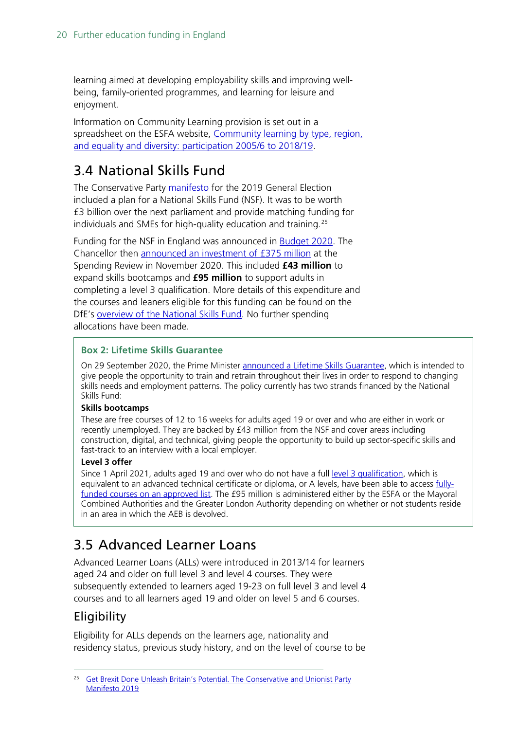learning aimed at developing employability skills and improving well-being, family-oriented programmes, and learning for leisure and enjoyment.

Information on Community Learning provision is set out in a spreadsheet on the ESFA website, [Community learning by type, region, and equality and diversity: participation 2005/6 to 2018/19](#).

## 3.4 National Skills Fund

The Conservative Party [manifesto](#) for the 2019 General Election included a plan for a National Skills Fund (NSF). It was to be worth £3 billion over the next parliament and provide matching funding for individuals and SMEs for high-quality education and training.[25]

Funding for the NSF in England was announced in [Budget 2020](#). The Chancellor then [announced an investment of £375 million](#) at the Spending Review in November 2020. This included **£43 million** to expand skills bootcamps and **£95 million** to support adults in completing a level 3 qualification. More details of this expenditure and the courses and leaners eligible for this funding can be found on the DfE's [overview of the National Skills Fund](#). No further spending allocations have been made.

> **Box 2: Lifetime Skills Guarantee**
>
> On 29 September 2020, the Prime Minister [announced a Lifetime Skills Guarantee](#), which is intended to give people the opportunity to train and retrain throughout their lives in order to respond to changing skills needs and employment patterns. The policy currently has two strands financed by the National Skills Fund:
>
> **Skills bootcamps**
>
> These are free courses of 12 to 16 weeks for adults aged 19 or over and who are either in work or recently unemployed. They are backed by £43 million from the NSF and cover areas including construction, digital, and technical, giving people the opportunity to build up sector-specific skills and fast-track to an interview with a local employer.
>
> **Level 3 offer**
>
> Since 1 April 2021, adults aged 19 and over who do not have a full [level 3 qualification](#), which is equivalent to an advanced technical certificate or diploma, or A levels, have been able to access [fully-funded courses on an approved list](#). The £95 million is administered either by the ESFA or the Mayoral Combined Authorities and the Greater London Authority depending on whether or not students reside in an area in which the AEB is devolved.

## 3.5 Advanced Learner Loans

Advanced Learner Loans (ALLs) were introduced in 2013/14 for learners aged 24 and older on full level 3 and level 4 courses. They were subsequently extended to learners aged 19-23 on full level 3 and level 4 courses and to all learners aged 19 and older on level 5 and 6 courses.

### Eligibility

Eligibility for ALLs depends on the learners age, nationality and residency status, previous study history, and on the level of course to be

---

[25] [Get Brexit Done Unleash Britain's Potential. The Conservative and Unionist Party Manifesto 2019](#)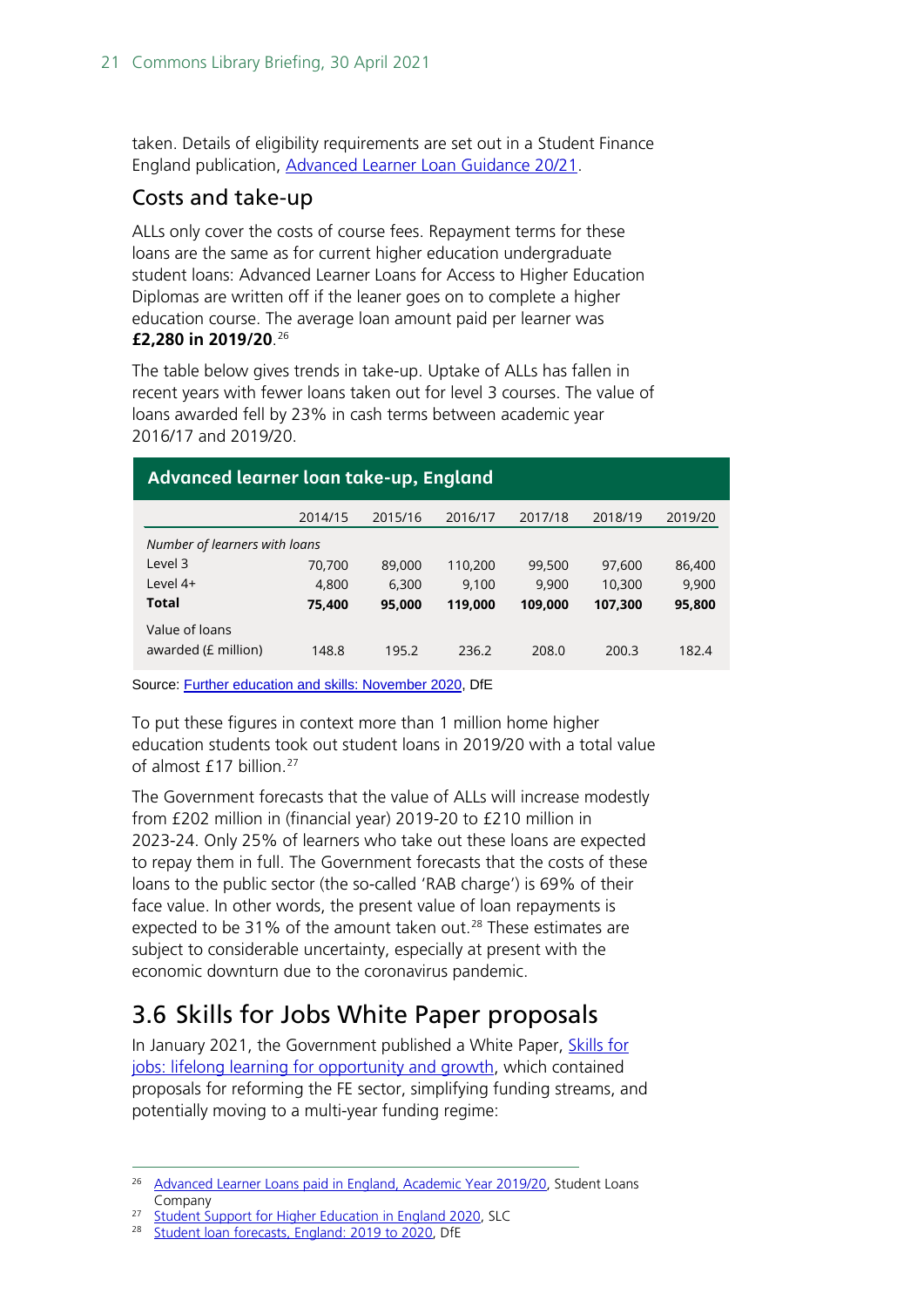taken. Details of eligibility requirements are set out in a Student Finance England publication, Advanced Learner Loan Guidance 20/21.

### Costs and take-up

ALLs only cover the costs of course fees. Repayment terms for these loans are the same as for current higher education undergraduate student loans: Advanced Learner Loans for Access to Higher Education Diplomas are written off if the leaner goes on to complete a higher education course. The average loan amount paid per learner was **£2,280 in 2019/20**.[26]

The table below gives trends in take-up. Uptake of ALLs has fallen in recent years with fewer loans taken out for level 3 courses. The value of loans awarded fell by 23% in cash terms between academic year 2016/17 and 2019/20.

**Advanced learner loan take-up, England**

| | 2014/15 | 2015/16 | 2016/17 | 2017/18 | 2018/19 | 2019/20 |
|---|---|---|---|---|---|---|
| *Number of learners with loans* | | | | | | |
| Level 3 | 70,700 | 89,000 | 110,200 | 99,500 | 97,600 | 86,400 |
| Level 4+ | 4,800 | 6,300 | 9,100 | 9,900 | 10,300 | 9,900 |
| **Total** | **75,400** | **95,000** | **119,000** | **109,000** | **107,300** | **95,800** |
| Value of loans awarded (£ million) | 148.8 | 195.2 | 236.2 | 208.0 | 200.3 | 182.4 |

Source: Further education and skills: November 2020, DfE

To put these figures in context more than 1 million home higher education students took out student loans in 2019/20 with a total value of almost £17 billion.[27]

The Government forecasts that the value of ALLs will increase modestly from £202 million in (financial year) 2019-20 to £210 million in 2023-24. Only 25% of learners who take out these loans are expected to repay them in full. The Government forecasts that the costs of these loans to the public sector (the so-called 'RAB charge') is 69% of their face value. In other words, the present value of loan repayments is expected to be 31% of the amount taken out.[28] These estimates are subject to considerable uncertainty, especially at present with the economic downturn due to the coronavirus pandemic.

## 3.6 Skills for Jobs White Paper proposals

In January 2021, the Government published a White Paper, Skills for jobs: lifelong learning for opportunity and growth, which contained proposals for reforming the FE sector, simplifying funding streams, and potentially moving to a multi-year funding regime:

---

[26] Advanced Learner Loans paid in England, Academic Year 2019/20, Student Loans Company

[27] Student Support for Higher Education in England 2020, SLC

[28] Student loan forecasts, England: 2019 to 2020, DfE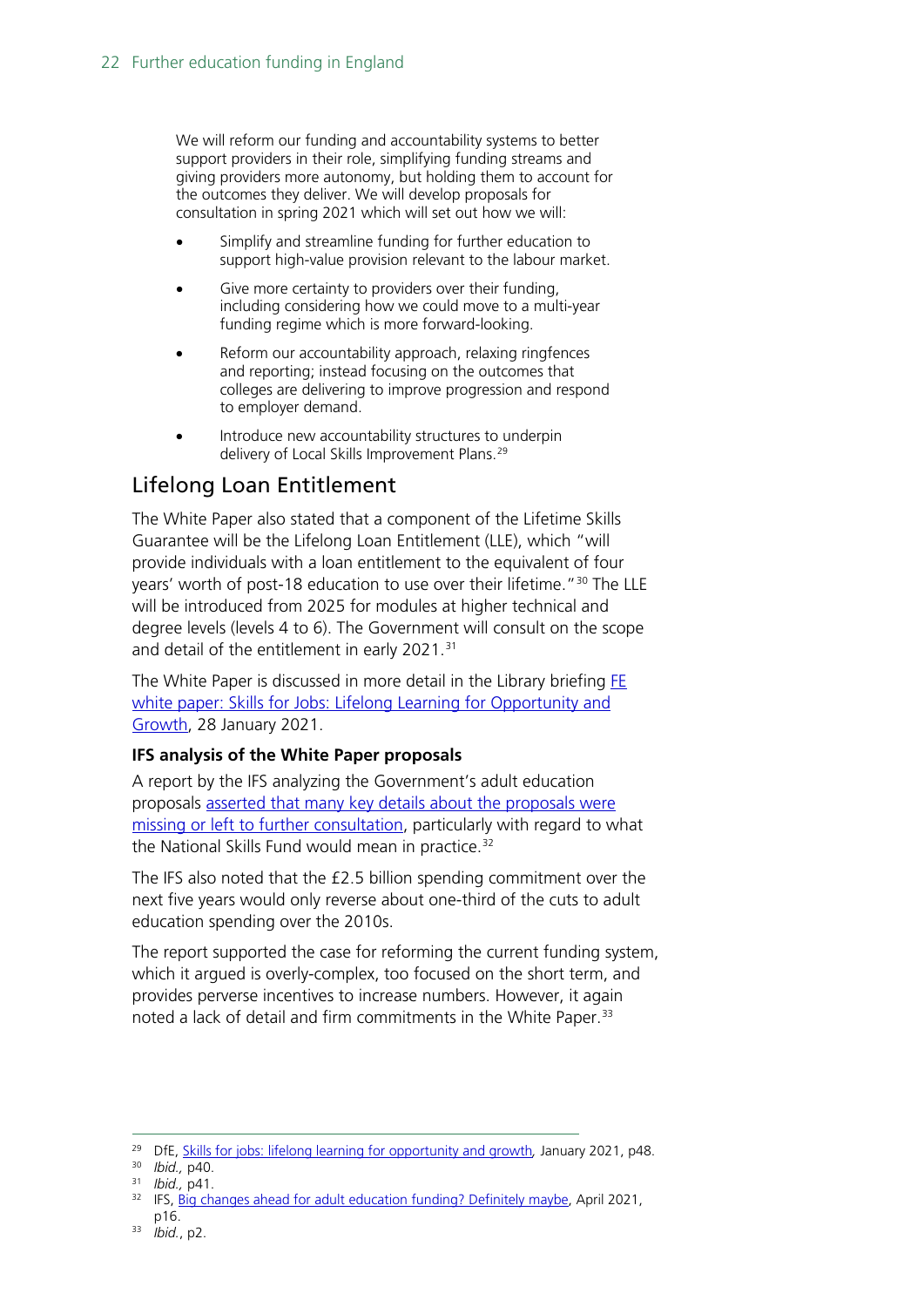> We will reform our funding and accountability systems to better support providers in their role, simplifying funding streams and giving providers more autonomy, but holding them to account for the outcomes they deliver. We will develop proposals for consultation in spring 2021 which will set out how we will:
>
> - Simplify and streamline funding for further education to support high-value provision relevant to the labour market.
> - Give more certainty to providers over their funding, including considering how we could move to a multi-year funding regime which is more forward-looking.
> - Reform our accountability approach, relaxing ringfences and reporting; instead focusing on the outcomes that colleges are delivering to improve progression and respond to employer demand.
> - Introduce new accountability structures to underpin delivery of Local Skills Improvement Plans.[29]

## Lifelong Loan Entitlement

The White Paper also stated that a component of the Lifetime Skills Guarantee will be the Lifelong Loan Entitlement (LLE), which "will provide individuals with a loan entitlement to the equivalent of four years' worth of post-18 education to use over their lifetime."[30] The LLE will be introduced from 2025 for modules at higher technical and degree levels (levels 4 to 6). The Government will consult on the scope and detail of the entitlement in early 2021.[31]

The White Paper is discussed in more detail in the Library briefing FE white paper: Skills for Jobs: Lifelong Learning for Opportunity and Growth, 28 January 2021.

### IFS analysis of the White Paper proposals

A report by the IFS analyzing the Government's adult education proposals asserted that many key details about the proposals were missing or left to further consultation, particularly with regard to what the National Skills Fund would mean in practice.[32]

The IFS also noted that the £2.5 billion spending commitment over the next five years would only reverse about one-third of the cuts to adult education spending over the 2010s.

The report supported the case for reforming the current funding system, which it argued is overly-complex, too focused on the short term, and provides perverse incentives to increase numbers. However, it again noted a lack of detail and firm commitments in the White Paper.[33]

---

[29] DfE, Skills for jobs: lifelong learning for opportunity and growth, January 2021, p48.

[30] *Ibid.*, p40.

[31] *Ibid.*, p41.

[32] IFS, Big changes ahead for adult education funding? Definitely maybe, April 2021, p16.

[33] *Ibid.*, p2.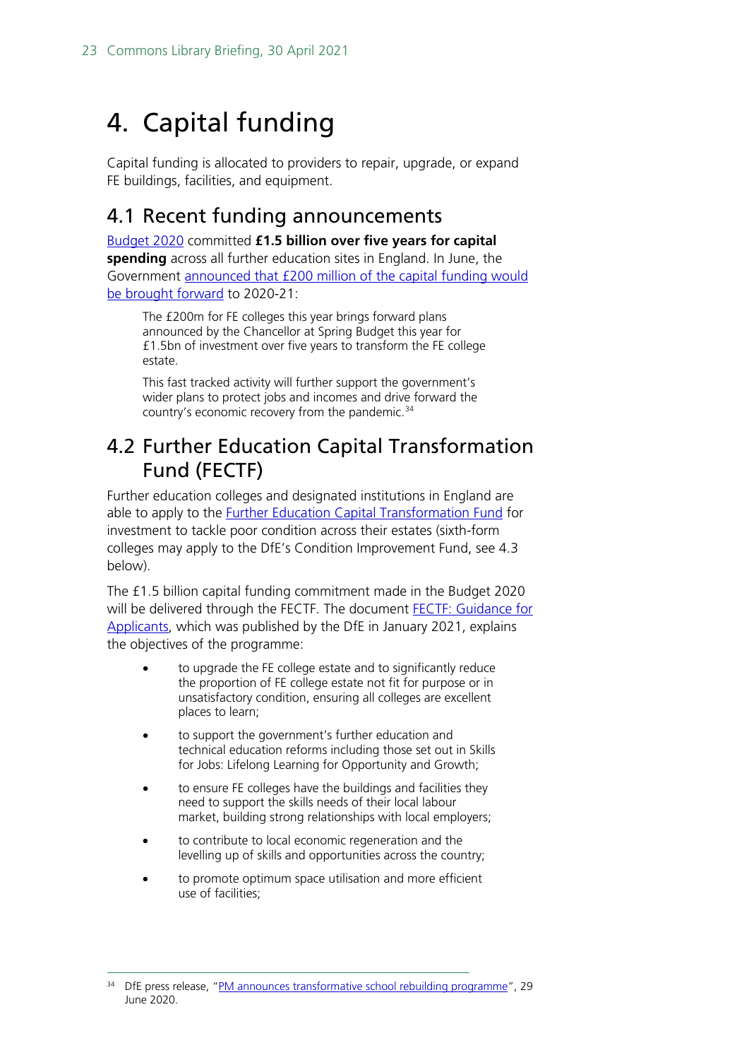# 4. Capital funding

Capital funding is allocated to providers to repair, upgrade, or expand FE buildings, facilities, and equipment.

## 4.1 Recent funding announcements

Budget 2020 committed **£1.5 billion over five years for capital spending** across all further education sites in England. In June, the Government announced that £200 million of the capital funding would be brought forward to 2020-21:

> The £200m for FE colleges this year brings forward plans announced by the Chancellor at Spring Budget this year for £1.5bn of investment over five years to transform the FE college estate.
>
> This fast tracked activity will further support the government's wider plans to protect jobs and incomes and drive forward the country's economic recovery from the pandemic.[34]

## 4.2 Further Education Capital Transformation Fund (FECTF)

Further education colleges and designated institutions in England are able to apply to the Further Education Capital Transformation Fund for investment to tackle poor condition across their estates (sixth-form colleges may apply to the DfE's Condition Improvement Fund, see 4.3 below).

The £1.5 billion capital funding commitment made in the Budget 2020 will be delivered through the FECTF. The document FECTF: Guidance for Applicants, which was published by the DfE in January 2021, explains the objectives of the programme:

> - to upgrade the FE college estate and to significantly reduce the proportion of FE college estate not fit for purpose or in unsatisfactory condition, ensuring all colleges are excellent places to learn;
> - to support the government's further education and technical education reforms including those set out in Skills for Jobs: Lifelong Learning for Opportunity and Growth;
> - to ensure FE colleges have the buildings and facilities they need to support the skills needs of their local labour market, building strong relationships with local employers;
> - to contribute to local economic regeneration and the levelling up of skills and opportunities across the country;
> - to promote optimum space utilisation and more efficient use of facilities;

[34] DfE press release, "PM announces transformative school rebuilding programme", 29 June 2020.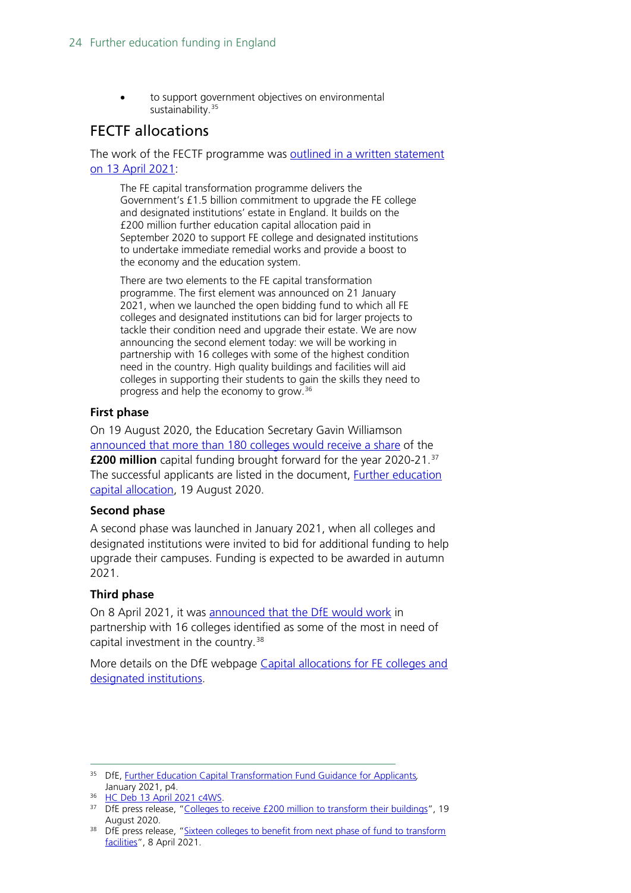- to support government objectives on environmental sustainability.[35]

## FECTF allocations

The work of the FECTF programme was outlined in a written statement on 13 April 2021:

> The FE capital transformation programme delivers the Government's £1.5 billion commitment to upgrade the FE college and designated institutions' estate in England. It builds on the £200 million further education capital allocation paid in September 2020 to support FE college and designated institutions to undertake immediate remedial works and provide a boost to the economy and the education system.
>
> There are two elements to the FE capital transformation programme. The first element was announced on 21 January 2021, when we launched the open bidding fund to which all FE colleges and designated institutions can bid for larger projects to tackle their condition need and upgrade their estate. We are now announcing the second element today: we will be working in partnership with 16 colleges with some of the highest condition need in the country. High quality buildings and facilities will aid colleges in supporting their students to gain the skills they need to progress and help the economy to grow.[36]

### First phase

On 19 August 2020, the Education Secretary Gavin Williamson announced that more than 180 colleges would receive a share of the **£200 million** capital funding brought forward for the year 2020-21.[37] The successful applicants are listed in the document, Further education capital allocation, 19 August 2020.

### Second phase

A second phase was launched in January 2021, when all colleges and designated institutions were invited to bid for additional funding to help upgrade their campuses. Funding is expected to be awarded in autumn 2021.

### Third phase

On 8 April 2021, it was announced that the DfE would work in partnership with 16 colleges identified as some of the most in need of capital investment in the country.[38]

More details on the DfE webpage Capital allocations for FE colleges and designated institutions.

---

[35] DfE, Further Education Capital Transformation Fund Guidance for Applicants, January 2021, p4.

[36] HC Deb 13 April 2021 c4WS.

[37] DfE press release, "Colleges to receive £200 million to transform their buildings", 19 August 2020.

[38] DfE press release, "Sixteen colleges to benefit from next phase of fund to transform facilities", 8 April 2021.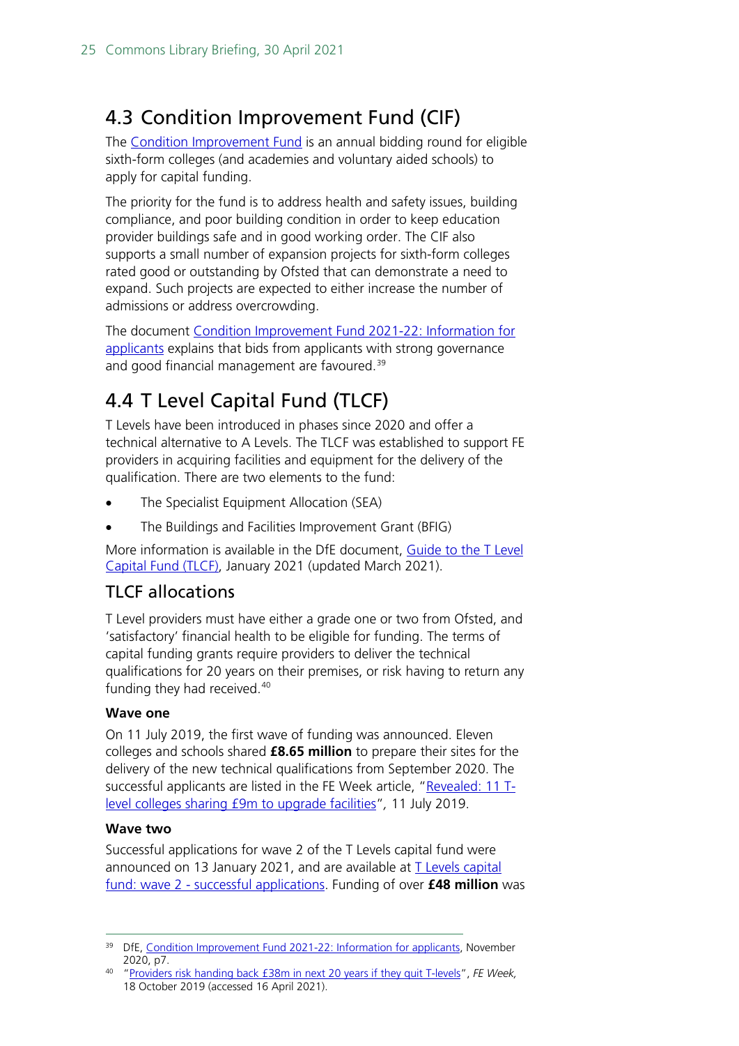## 4.3 Condition Improvement Fund (CIF)

The Condition Improvement Fund is an annual bidding round for eligible sixth-form colleges (and academies and voluntary aided schools) to apply for capital funding.

The priority for the fund is to address health and safety issues, building compliance, and poor building condition in order to keep education provider buildings safe and in good working order. The CIF also supports a small number of expansion projects for sixth-form colleges rated good or outstanding by Ofsted that can demonstrate a need to expand. Such projects are expected to either increase the number of admissions or address overcrowding.

The document Condition Improvement Fund 2021-22: Information for applicants explains that bids from applicants with strong governance and good financial management are favoured.[39]

## 4.4 T Level Capital Fund (TLCF)

T Levels have been introduced in phases since 2020 and offer a technical alternative to A Levels. The TLCF was established to support FE providers in acquiring facilities and equipment for the delivery of the qualification. There are two elements to the fund:

- The Specialist Equipment Allocation (SEA)
- The Buildings and Facilities Improvement Grant (BFIG)

More information is available in the DfE document, Guide to the T Level Capital Fund (TLCF), January 2021 (updated March 2021).

### TLCF allocations

T Level providers must have either a grade one or two from Ofsted, and 'satisfactory' financial health to be eligible for funding. The terms of capital funding grants require providers to deliver the technical qualifications for 20 years on their premises, or risk having to return any funding they had received.[40]

**Wave one**

On 11 July 2019, the first wave of funding was announced. Eleven colleges and schools shared **£8.65 million** to prepare their sites for the delivery of the new technical qualifications from September 2020. The successful applicants are listed in the FE Week article, "Revealed: 11 T-level colleges sharing £9m to upgrade facilities", 11 July 2019.

**Wave two**

Successful applications for wave 2 of the T Levels capital fund were announced on 13 January 2021, and are available at T Levels capital fund: wave 2 - successful applications. Funding of over **£48 million** was

---

[39] DfE, Condition Improvement Fund 2021-22: Information for applicants, November 2020, p7.

[40] "Providers risk handing back £38m in next 20 years if they quit T-levels", *FE Week*, 18 October 2019 (accessed 16 April 2021).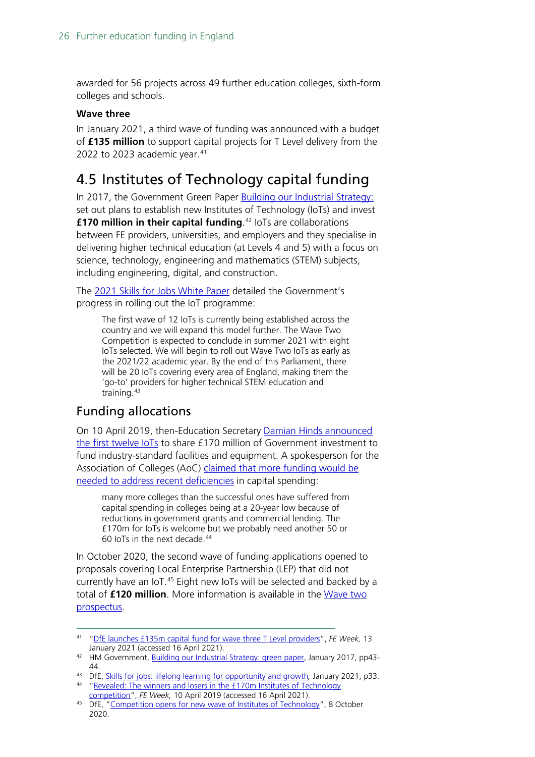awarded for 56 projects across 49 further education colleges, sixth-form colleges and schools.

**Wave three**

In January 2021, a third wave of funding was announced with a budget of **£135 million** to support capital projects for T Level delivery from the 2022 to 2023 academic year.[41]

## 4.5 Institutes of Technology capital funding

In 2017, the Government Green Paper Building our Industrial Strategy: set out plans to establish new Institutes of Technology (IoTs) and invest **£170 million in their capital funding**.[42] IoTs are collaborations between FE providers, universities, and employers and they specialise in delivering higher technical education (at Levels 4 and 5) with a focus on science, technology, engineering and mathematics (STEM) subjects, including engineering, digital, and construction.

The 2021 Skills for Jobs White Paper detailed the Government's progress in rolling out the IoT programme:

> The first wave of 12 IoTs is currently being established across the country and we will expand this model further. The Wave Two Competition is expected to conclude in summer 2021 with eight IoTs selected. We will begin to roll out Wave Two IoTs as early as the 2021/22 academic year. By the end of this Parliament, there will be 20 IoTs covering every area of England, making them the 'go-to' providers for higher technical STEM education and training.[43]

### Funding allocations

On 10 April 2019, then-Education Secretary Damian Hinds announced the first twelve IoTs to share £170 million of Government investment to fund industry-standard facilities and equipment. A spokesperson for the Association of Colleges (AoC) claimed that more funding would be needed to address recent deficiencies in capital spending:

> many more colleges than the successful ones have suffered from capital spending in colleges being at a 20-year low because of reductions in government grants and commercial lending. The £170m for IoTs is welcome but we probably need another 50 or 60 IoTs in the next decade.[44]

In October 2020, the second wave of funding applications opened to proposals covering Local Enterprise Partnership (LEP) that did not currently have an IoT.[45] Eight new IoTs will be selected and backed by a total of **£120 million**. More information is available in the Wave two prospectus.

---

41 "DfE launches £135m capital fund for wave three T Level providers", *FE Week,* 13 January 2021 (accessed 16 April 2021).

42 HM Government, Building our Industrial Strategy: green paper, January 2017, pp43-44.

43 DfE, Skills for jobs: lifelong learning for opportunity and growth, January 2021, p33.

44 "Revealed: The winners and losers in the £170m Institutes of Technology competition", *FE Week,* 10 April 2019 (accessed 16 April 2021).

45 DfE, "Competition opens for new wave of Institutes of Technology", 8 October 2020.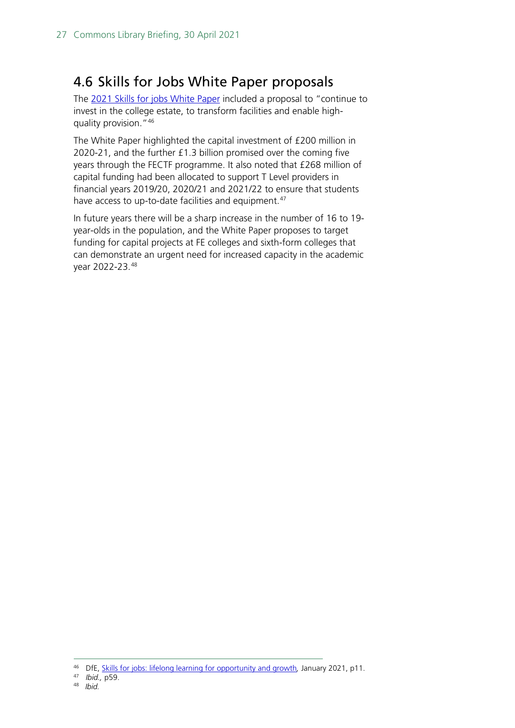## 4.6 Skills for Jobs White Paper proposals

The 2021 Skills for jobs White Paper included a proposal to "continue to invest in the college estate, to transform facilities and enable high-quality provision."[46]

The White Paper highlighted the capital investment of £200 million in 2020-21, and the further £1.3 billion promised over the coming five years through the FECTF programme. It also noted that £268 million of capital funding had been allocated to support T Level providers in financial years 2019/20, 2020/21 and 2021/22 to ensure that students have access to up-to-date facilities and equipment.[47]

In future years there will be a sharp increase in the number of 16 to 19-year-olds in the population, and the White Paper proposes to target funding for capital projects at FE colleges and sixth-form colleges that can demonstrate an urgent need for increased capacity in the academic year 2022-23.[48]

---

[46] DfE, Skills for jobs: lifelong learning for opportunity and growth, January 2021, p11.

[47] *Ibid.*, p59.

[48] *Ibid.*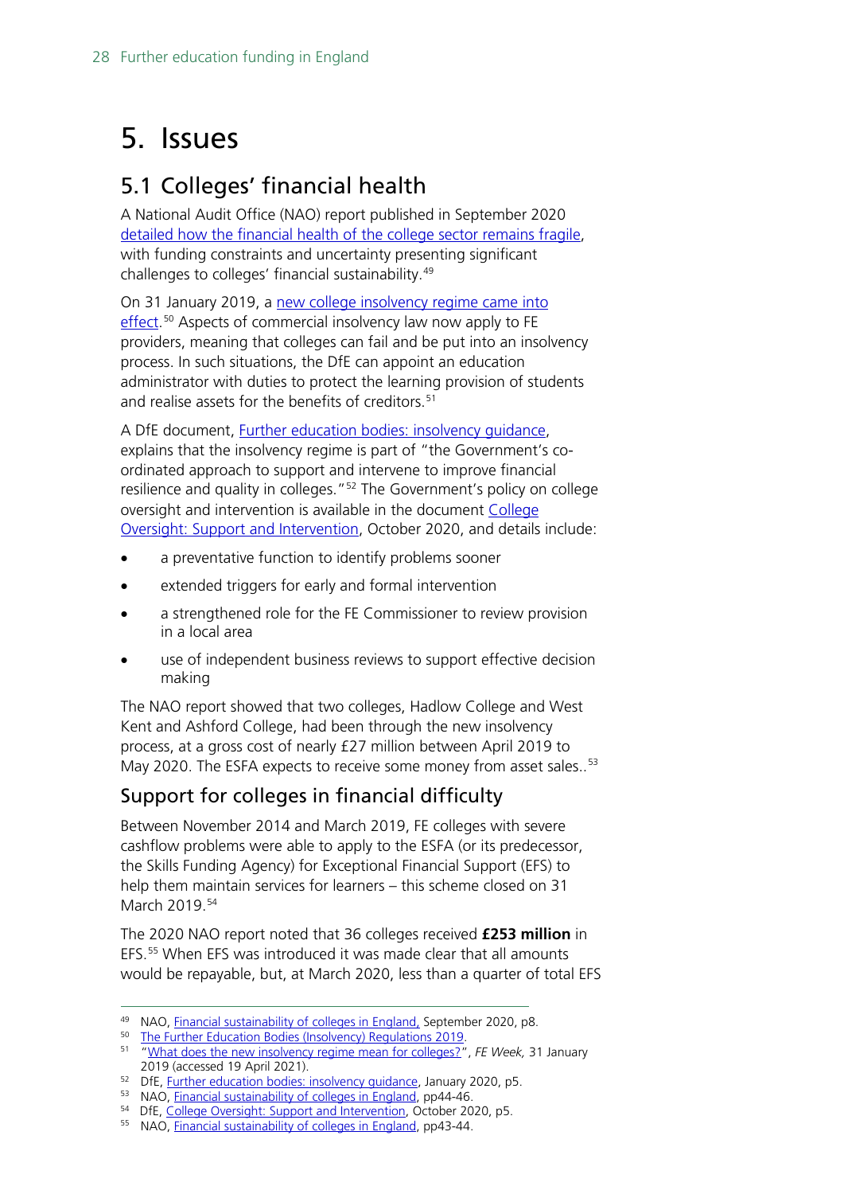# 5. Issues

## 5.1 Colleges' financial health

A National Audit Office (NAO) report published in September 2020 detailed how the financial health of the college sector remains fragile, with funding constraints and uncertainty presenting significant challenges to colleges' financial sustainability.[49]

On 31 January 2019, a new college insolvency regime came into effect.[50] Aspects of commercial insolvency law now apply to FE providers, meaning that colleges can fail and be put into an insolvency process. In such situations, the DfE can appoint an education administrator with duties to protect the learning provision of students and realise assets for the benefits of creditors.[51]

A DfE document, Further education bodies: insolvency guidance, explains that the insolvency regime is part of "the Government's co-ordinated approach to support and intervene to improve financial resilience and quality in colleges."[52] The Government's policy on college oversight and intervention is available in the document College Oversight: Support and Intervention, October 2020, and details include:

- a preventative function to identify problems sooner
- extended triggers for early and formal intervention
- a strengthened role for the FE Commissioner to review provision in a local area
- use of independent business reviews to support effective decision making

The NAO report showed that two colleges, Hadlow College and West Kent and Ashford College, had been through the new insolvency process, at a gross cost of nearly £27 million between April 2019 to May 2020. The ESFA expects to receive some money from asset sales..[53]

### Support for colleges in financial difficulty

Between November 2014 and March 2019, FE colleges with severe cashflow problems were able to apply to the ESFA (or its predecessor, the Skills Funding Agency) for Exceptional Financial Support (EFS) to help them maintain services for learners – this scheme closed on 31 March 2019.[54]

The 2020 NAO report noted that 36 colleges received **£253 million** in EFS.[55] When EFS was introduced it was made clear that all amounts would be repayable, but, at March 2020, less than a quarter of total EFS

---

[49] NAO, Financial sustainability of colleges in England, September 2020, p8.
[50] The Further Education Bodies (Insolvency) Regulations 2019.
[51] "What does the new insolvency regime mean for colleges?", *FE Week*, 31 January 2019 (accessed 19 April 2021).
[52] DfE, Further education bodies: insolvency guidance, January 2020, p5.
[53] NAO, Financial sustainability of colleges in England, pp44-46.
[54] DfE, College Oversight: Support and Intervention, October 2020, p5.
[55] NAO, Financial sustainability of colleges in England, pp43-44.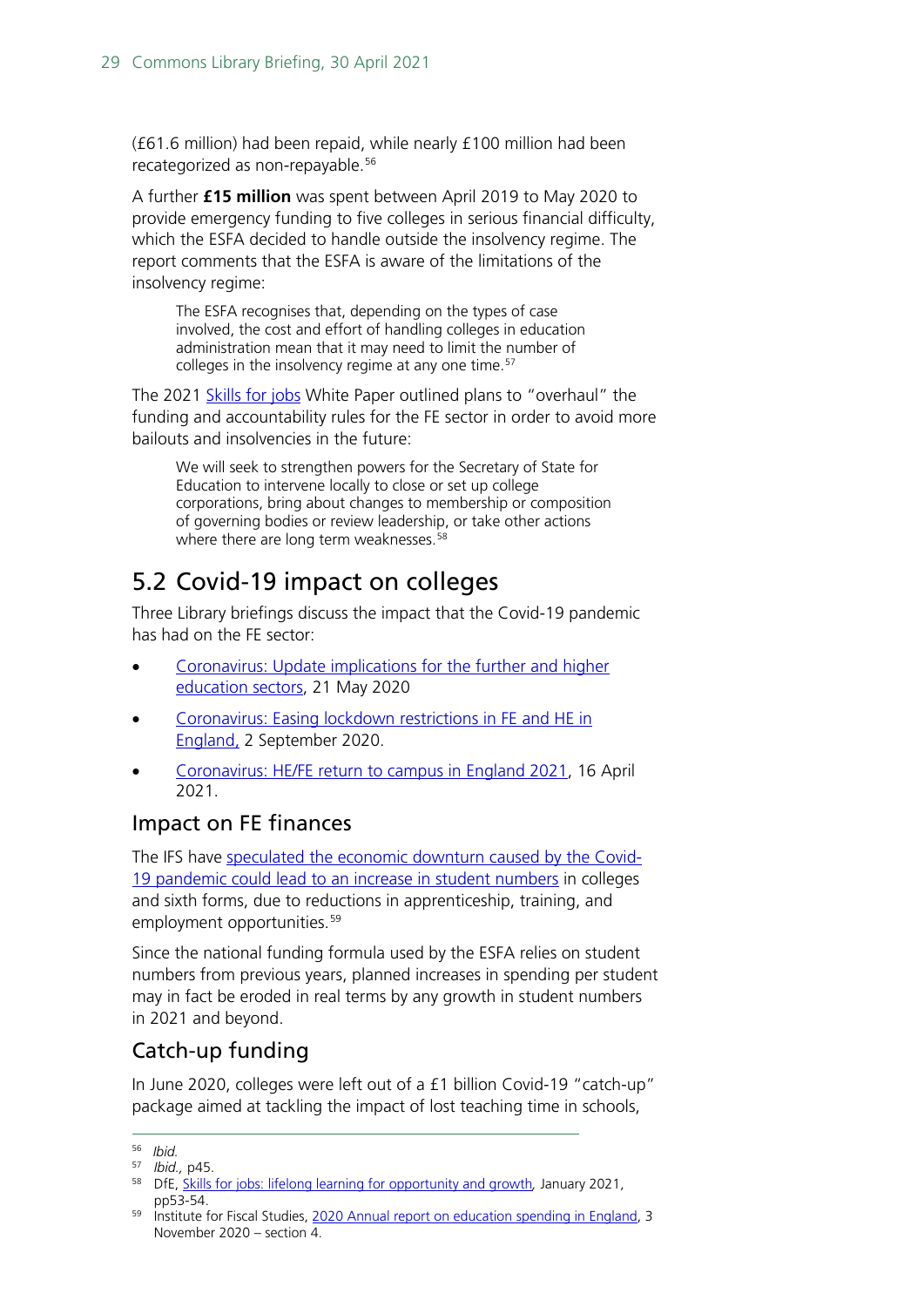(£61.6 million) had been repaid, while nearly £100 million had been recategorized as non-repayable.[56]

A further **£15 million** was spent between April 2019 to May 2020 to provide emergency funding to five colleges in serious financial difficulty, which the ESFA decided to handle outside the insolvency regime. The report comments that the ESFA is aware of the limitations of the insolvency regime:

> The ESFA recognises that, depending on the types of case involved, the cost and effort of handling colleges in education administration mean that it may need to limit the number of colleges in the insolvency regime at any one time.[57]

The 2021 Skills for jobs White Paper outlined plans to "overhaul" the funding and accountability rules for the FE sector in order to avoid more bailouts and insolvencies in the future:

> We will seek to strengthen powers for the Secretary of State for Education to intervene locally to close or set up college corporations, bring about changes to membership or composition of governing bodies or review leadership, or take other actions where there are long term weaknesses.[58]

## 5.2 Covid-19 impact on colleges

Three Library briefings discuss the impact that the Covid-19 pandemic has had on the FE sector:

- Coronavirus: Update implications for the further and higher education sectors, 21 May 2020
- Coronavirus: Easing lockdown restrictions in FE and HE in England, 2 September 2020.
- Coronavirus: HE/FE return to campus in England 2021, 16 April 2021.

### Impact on FE finances

The IFS have speculated the economic downturn caused by the Covid-19 pandemic could lead to an increase in student numbers in colleges and sixth forms, due to reductions in apprenticeship, training, and employment opportunities.[59]

Since the national funding formula used by the ESFA relies on student numbers from previous years, planned increases in spending per student may in fact be eroded in real terms by any growth in student numbers in 2021 and beyond.

### Catch-up funding

In June 2020, colleges were left out of a £1 billion Covid-19 "catch-up" package aimed at tackling the impact of lost teaching time in schools,

---

[56] *Ibid.*

[57] *Ibid.*, p45.

[58] DfE, Skills for jobs: lifelong learning for opportunity and growth, January 2021, pp53-54.

[59] Institute for Fiscal Studies, 2020 Annual report on education spending in England, 3 November 2020 – section 4.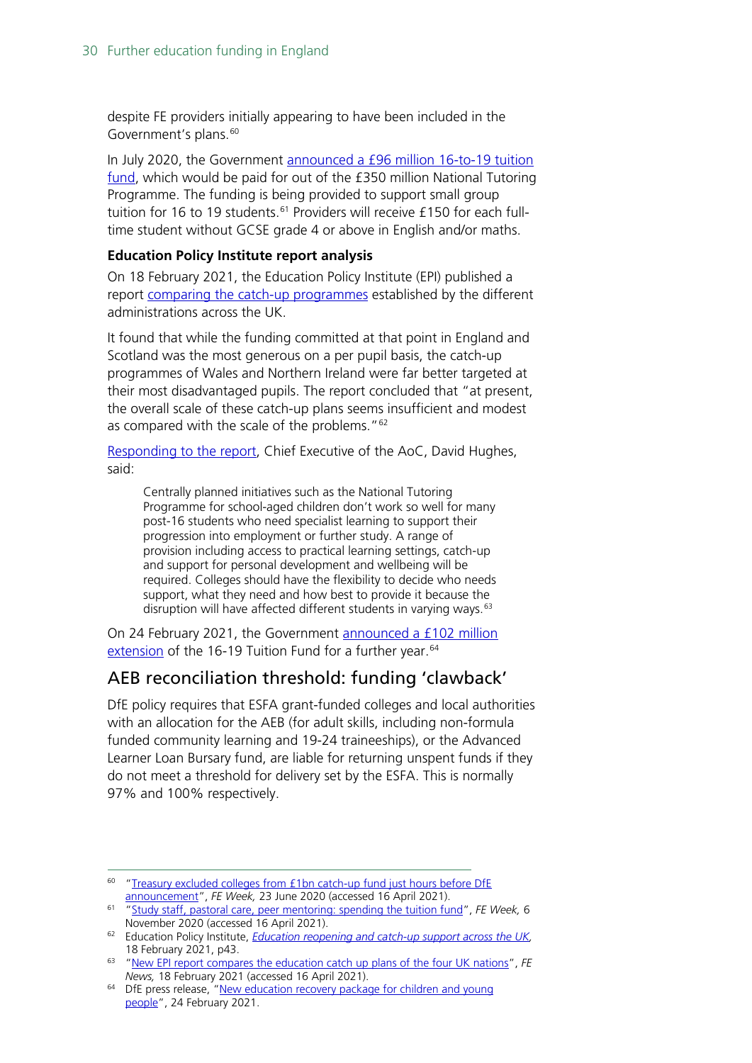despite FE providers initially appearing to have been included in the Government's plans.[60]

In July 2020, the Government announced a £96 million 16-to-19 tuition fund, which would be paid for out of the £350 million National Tutoring Programme. The funding is being provided to support small group tuition for 16 to 19 students.[61] Providers will receive £150 for each full-time student without GCSE grade 4 or above in English and/or maths.

**Education Policy Institute report analysis**

On 18 February 2021, the Education Policy Institute (EPI) published a report comparing the catch-up programmes established by the different administrations across the UK.

It found that while the funding committed at that point in England and Scotland was the most generous on a per pupil basis, the catch-up programmes of Wales and Northern Ireland were far better targeted at their most disadvantaged pupils. The report concluded that "at present, the overall scale of these catch-up plans seems insufficient and modest as compared with the scale of the problems."[62]

Responding to the report, Chief Executive of the AoC, David Hughes, said:

> Centrally planned initiatives such as the National Tutoring Programme for school-aged children don't work so well for many post-16 students who need specialist learning to support their progression into employment or further study. A range of provision including access to practical learning settings, catch-up and support for personal development and wellbeing will be required. Colleges should have the flexibility to decide who needs support, what they need and how best to provide it because the disruption will have affected different students in varying ways.[63]

On 24 February 2021, the Government announced a £102 million extension of the 16-19 Tuition Fund for a further year.[64]

## AEB reconciliation threshold: funding 'clawback'

DfE policy requires that ESFA grant-funded colleges and local authorities with an allocation for the AEB (for adult skills, including non-formula funded community learning and 19-24 traineeships), or the Advanced Learner Loan Bursary fund, are liable for returning unspent funds if they do not meet a threshold for delivery set by the ESFA. This is normally 97% and 100% respectively.

---

[60] "Treasury excluded colleges from £1bn catch-up fund just hours before DfE announcement", *FE Week,* 23 June 2020 (accessed 16 April 2021).

[61] "Study staff, pastoral care, peer mentoring: spending the tuition fund", *FE Week,* 6 November 2020 (accessed 16 April 2021).

[62] Education Policy Institute, *Education reopening and catch-up support across the UK,* 18 February 2021, p43.

[63] "New EPI report compares the education catch up plans of the four UK nations", *FE News,* 18 February 2021 (accessed 16 April 2021).

[64] DfE press release, "New education recovery package for children and young people", 24 February 2021.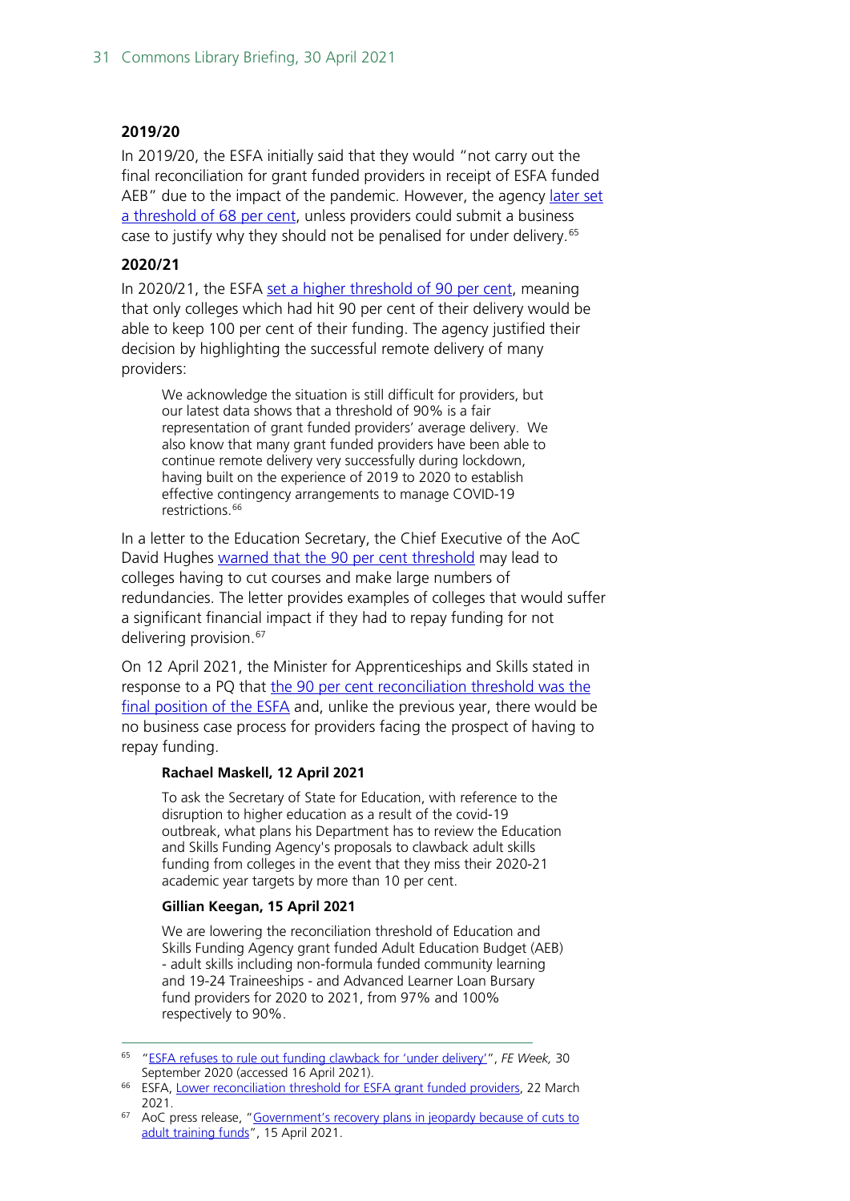### 2019/20

In 2019/20, the ESFA initially said that they would "not carry out the final reconciliation for grant funded providers in receipt of ESFA funded AEB" due to the impact of the pandemic. However, the agency later set a threshold of 68 per cent, unless providers could submit a business case to justify why they should not be penalised for under delivery.[65]

### 2020/21

In 2020/21, the ESFA set a higher threshold of 90 per cent, meaning that only colleges which had hit 90 per cent of their delivery would be able to keep 100 per cent of their funding. The agency justified their decision by highlighting the successful remote delivery of many providers:

> We acknowledge the situation is still difficult for providers, but our latest data shows that a threshold of 90% is a fair representation of grant funded providers' average delivery. We also know that many grant funded providers have been able to continue remote delivery very successfully during lockdown, having built on the experience of 2019 to 2020 to establish effective contingency arrangements to manage COVID-19 restrictions.[66]

In a letter to the Education Secretary, the Chief Executive of the AoC David Hughes warned that the 90 per cent threshold may lead to colleges having to cut courses and make large numbers of redundancies. The letter provides examples of colleges that would suffer a significant financial impact if they had to repay funding for not delivering provision.[67]

On 12 April 2021, the Minister for Apprenticeships and Skills stated in response to a PQ that the 90 per cent reconciliation threshold was the final position of the ESFA and, unlike the previous year, there would be no business case process for providers facing the prospect of having to repay funding.

> **Rachael Maskell, 12 April 2021**
>
> To ask the Secretary of State for Education, with reference to the disruption to higher education as a result of the covid-19 outbreak, what plans his Department has to review the Education and Skills Funding Agency's proposals to clawback adult skills funding from colleges in the event that they miss their 2020-21 academic year targets by more than 10 per cent.
>
> **Gillian Keegan, 15 April 2021**
>
> We are lowering the reconciliation threshold of Education and Skills Funding Agency grant funded Adult Education Budget (AEB) - adult skills including non-formula funded community learning and 19-24 Traineeships - and Advanced Learner Loan Bursary fund providers for 2020 to 2021, from 97% and 100% respectively to 90%.

---

[65] "ESFA refuses to rule out funding clawback for 'under delivery'", *FE Week,* 30 September 2020 (accessed 16 April 2021).

[66] ESFA, Lower reconciliation threshold for ESFA grant funded providers, 22 March 2021.

[67] AoC press release, "Government's recovery plans in jeopardy because of cuts to adult training funds", 15 April 2021.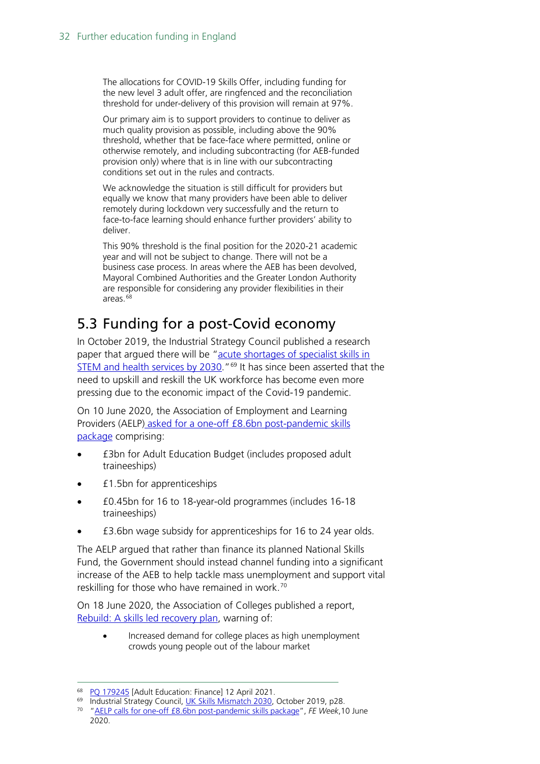> The allocations for COVID-19 Skills Offer, including funding for the new level 3 adult offer, are ringfenced and the reconciliation threshold for under-delivery of this provision will remain at 97%.
>
> Our primary aim is to support providers to continue to deliver as much quality provision as possible, including above the 90% threshold, whether that be face-face where permitted, online or otherwise remotely, and including subcontracting (for AEB-funded provision only) where that is in line with our subcontracting conditions set out in the rules and contracts.
>
> We acknowledge the situation is still difficult for providers but equally we know that many providers have been able to deliver remotely during lockdown very successfully and the return to face-to-face learning should enhance further providers' ability to deliver.
>
> This 90% threshold is the final position for the 2020-21 academic year and will not be subject to change. There will not be a business case process. In areas where the AEB has been devolved, Mayoral Combined Authorities and the Greater London Authority are responsible for considering any provider flexibilities in their areas.[68]

## 5.3 Funding for a post-Covid economy

In October 2019, the Industrial Strategy Council published a research paper that argued there will be "acute shortages of specialist skills in STEM and health services by 2030."[69] It has since been asserted that the need to upskill and reskill the UK workforce has become even more pressing due to the economic impact of the Covid-19 pandemic.

On 10 June 2020, the Association of Employment and Learning Providers (AELP) asked for a one-off £8.6bn post-pandemic skills package comprising:

- £3bn for Adult Education Budget (includes proposed adult traineeships)
- £1.5bn for apprenticeships
- £0.45bn for 16 to 18-year-old programmes (includes 16-18 traineeships)
- £3.6bn wage subsidy for apprenticeships for 16 to 24 year olds.

The AELP argued that rather than finance its planned National Skills Fund, the Government should instead channel funding into a significant increase of the AEB to help tackle mass unemployment and support vital reskilling for those who have remained in work.[70]

On 18 June 2020, the Association of Colleges published a report, Rebuild: A skills led recovery plan, warning of:

- Increased demand for college places as high unemployment crowds young people out of the labour market

---

[68] PQ 179245 [Adult Education: Finance] 12 April 2021.

[69] Industrial Strategy Council, UK Skills Mismatch 2030, October 2019, p28.

[70] "AELP calls for one-off £8.6bn post-pandemic skills package", *FE Week*,10 June 2020.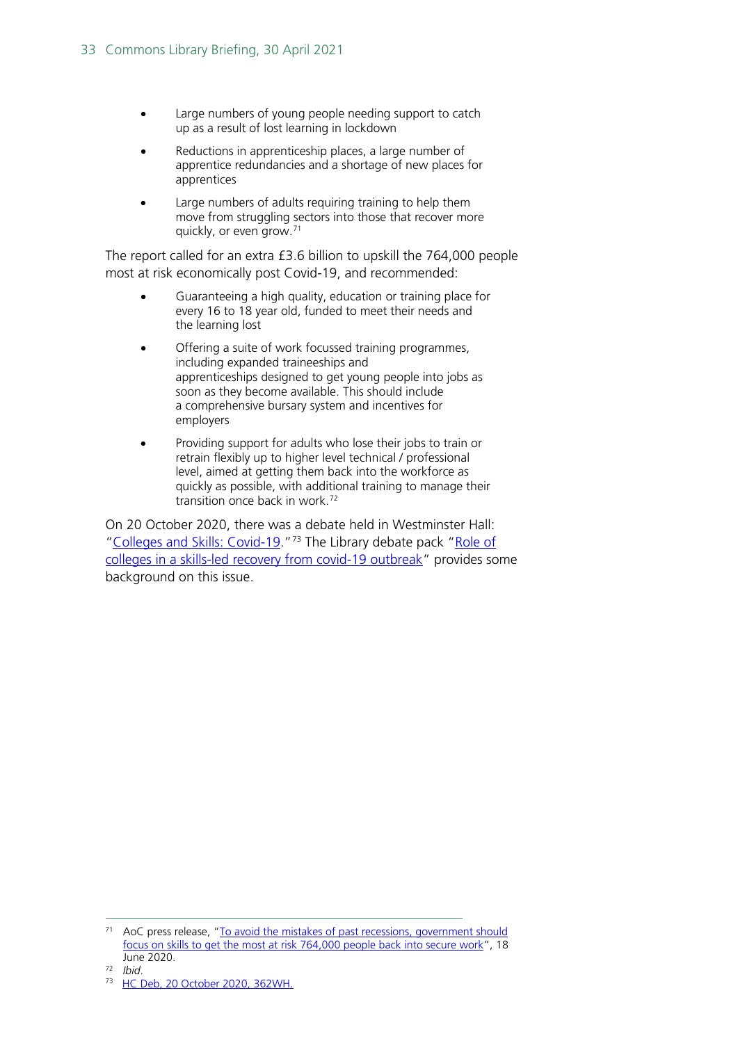- Large numbers of young people needing support to catch up as a result of lost learning in lockdown
- Reductions in apprenticeship places, a large number of apprentice redundancies and a shortage of new places for apprentices
- Large numbers of adults requiring training to help them move from struggling sectors into those that recover more quickly, or even grow.[71]

The report called for an extra £3.6 billion to upskill the 764,000 people most at risk economically post Covid-19, and recommended:

- Guaranteeing a high quality, education or training place for every 16 to 18 year old, funded to meet their needs and the learning lost
- Offering a suite of work focussed training programmes, including expanded traineeships and apprenticeships designed to get young people into jobs as soon as they become available. This should include a comprehensive bursary system and incentives for employers
- Providing support for adults who lose their jobs to train or retrain flexibly up to higher level technical / professional level, aimed at getting them back into the workforce as quickly as possible, with additional training to manage their transition once back in work.[72]

On 20 October 2020, there was a debate held in Westminster Hall: "Colleges and Skills: Covid-19."[73] The Library debate pack "Role of colleges in a skills-led recovery from covid-19 outbreak" provides some background on this issue.

---

[71] AoC press release, "To avoid the mistakes of past recessions, government should focus on skills to get the most at risk 764,000 people back into secure work", 18 June 2020.

[72] *Ibid.*

[73] HC Deb, 20 October 2020, 362WH.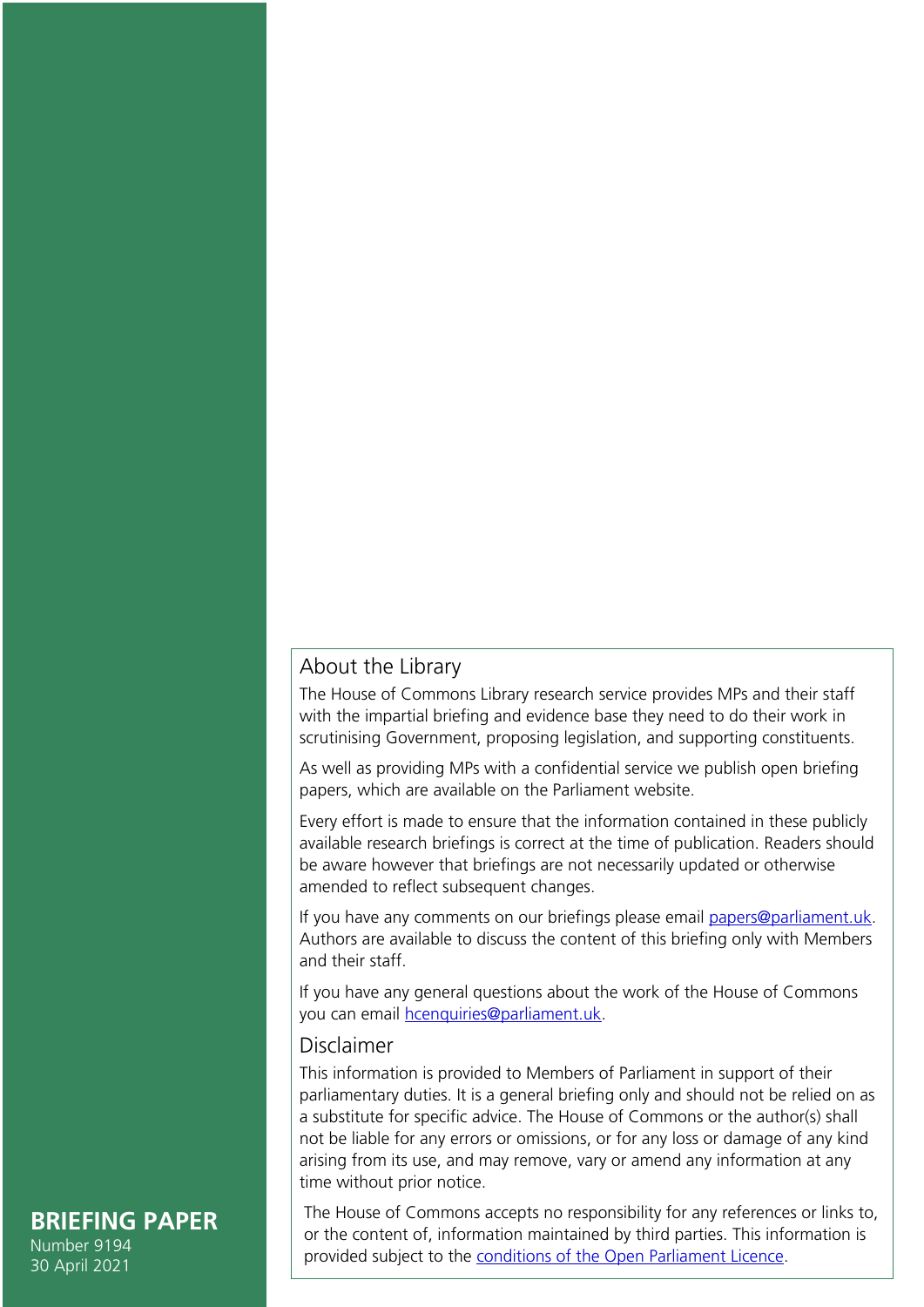## About the Library

The House of Commons Library research service provides MPs and their staff with the impartial briefing and evidence base they need to do their work in scrutinising Government, proposing legislation, and supporting constituents.

As well as providing MPs with a confidential service we publish open briefing papers, which are available on the Parliament website.

Every effort is made to ensure that the information contained in these publicly available research briefings is correct at the time of publication. Readers should be aware however that briefings are not necessarily updated or otherwise amended to reflect subsequent changes.

If you have any comments on our briefings please email papers@parliament.uk. Authors are available to discuss the content of this briefing only with Members and their staff.

If you have any general questions about the work of the House of Commons you can email hcenquiries@parliament.uk.

## Disclaimer

This information is provided to Members of Parliament in support of their parliamentary duties. It is a general briefing only and should not be relied on as a substitute for specific advice. The House of Commons or the author(s) shall not be liable for any errors or omissions, or for any loss or damage of any kind arising from its use, and may remove, vary or amend any information at any time without prior notice.

The House of Commons accepts no responsibility for any references or links to, or the content of, information maintained by third parties. This information is provided subject to the conditions of the Open Parliament Licence.

**BRIEFING PAPER**
Number 9194
30 April 2021